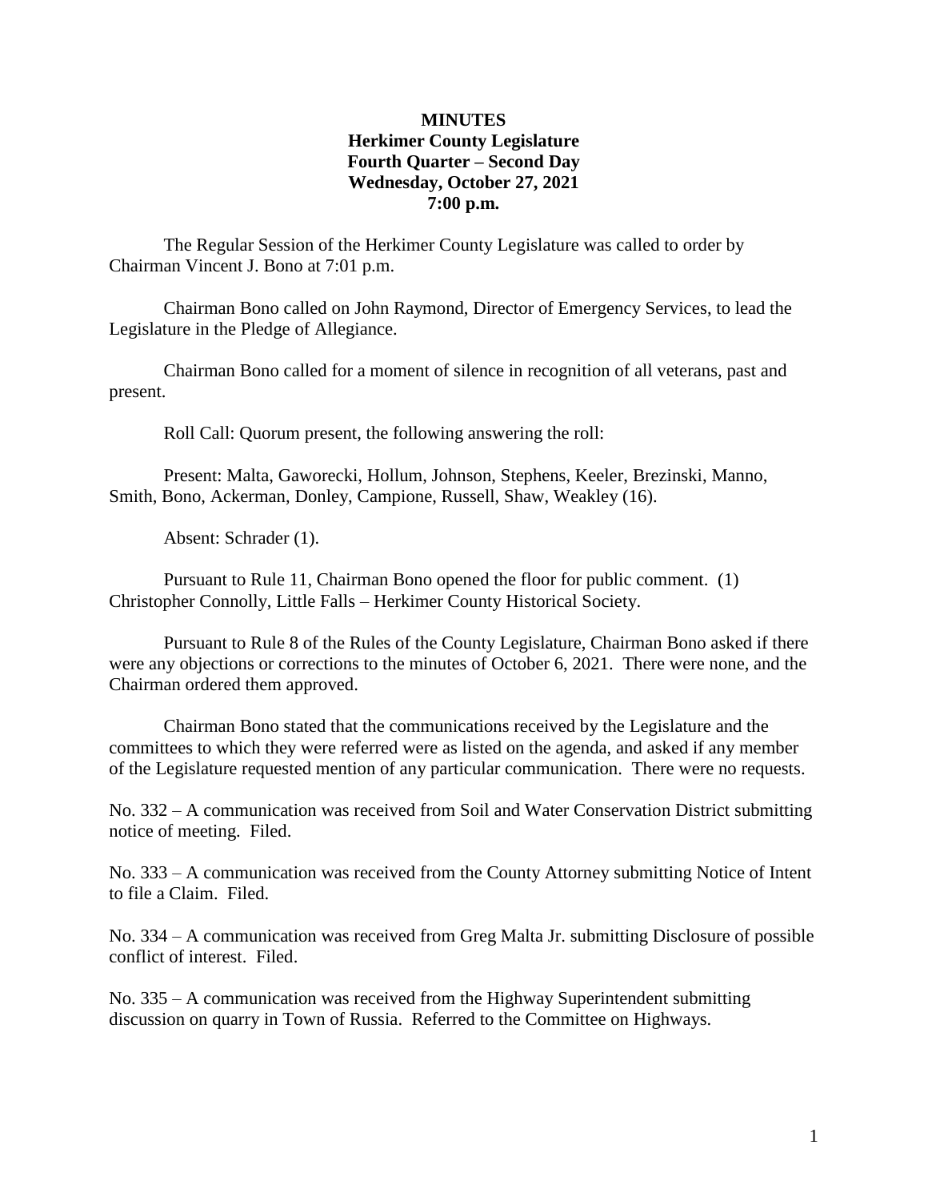**MINUTES**
**Herkimer County Legislature**
**Fourth Quarter – Second Day**
**Wednesday, October 27, 2021**
**7:00 p.m.**

The Regular Session of the Herkimer County Legislature was called to order by Chairman Vincent J. Bono at 7:01 p.m.

Chairman Bono called on John Raymond, Director of Emergency Services, to lead the Legislature in the Pledge of Allegiance.

Chairman Bono called for a moment of silence in recognition of all veterans, past and present.

Roll Call: Quorum present, the following answering the roll:

Present: Malta, Gaworecki, Hollum, Johnson, Stephens, Keeler, Brezinski, Manno, Smith, Bono, Ackerman, Donley, Campione, Russell, Shaw, Weakley (16).

Absent: Schrader (1).

Pursuant to Rule 11, Chairman Bono opened the floor for public comment. (1) Christopher Connolly, Little Falls – Herkimer County Historical Society.

Pursuant to Rule 8 of the Rules of the County Legislature, Chairman Bono asked if there were any objections or corrections to the minutes of October 6, 2021. There were none, and the Chairman ordered them approved.

Chairman Bono stated that the communications received by the Legislature and the committees to which they were referred were as listed on the agenda, and asked if any member of the Legislature requested mention of any particular communication. There were no requests.

No. 332 – A communication was received from Soil and Water Conservation District submitting notice of meeting. Filed.

No. 333 – A communication was received from the County Attorney submitting Notice of Intent to file a Claim. Filed.

No. 334 – A communication was received from Greg Malta Jr. submitting Disclosure of possible conflict of interest. Filed.

No. 335 – A communication was received from the Highway Superintendent submitting discussion on quarry in Town of Russia. Referred to the Committee on Highways.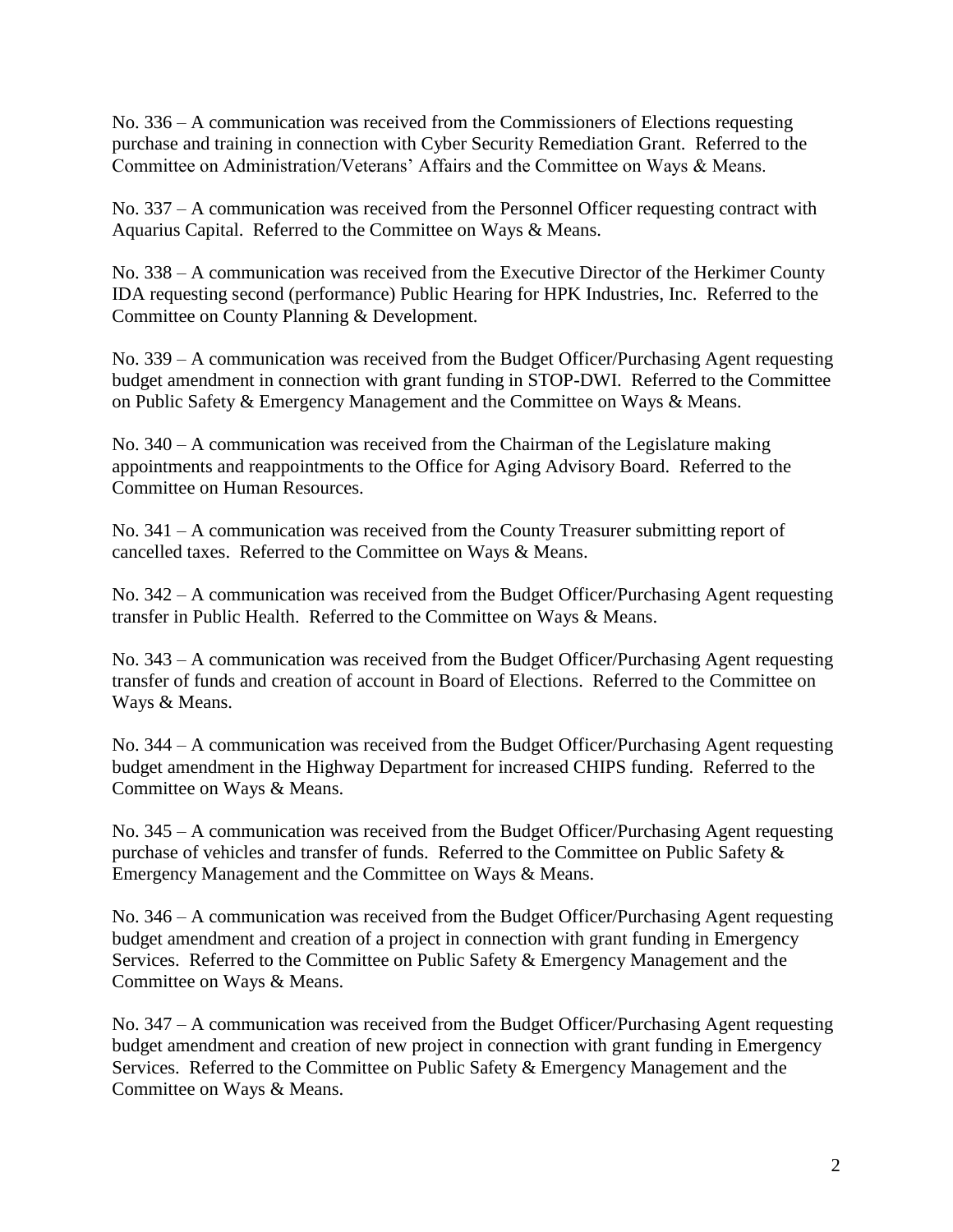No. 336 – A communication was received from the Commissioners of Elections requesting purchase and training in connection with Cyber Security Remediation Grant. Referred to the Committee on Administration/Veterans' Affairs and the Committee on Ways & Means.

No. 337 – A communication was received from the Personnel Officer requesting contract with Aquarius Capital. Referred to the Committee on Ways & Means.

No. 338 – A communication was received from the Executive Director of the Herkimer County IDA requesting second (performance) Public Hearing for HPK Industries, Inc. Referred to the Committee on County Planning & Development.

No. 339 – A communication was received from the Budget Officer/Purchasing Agent requesting budget amendment in connection with grant funding in STOP-DWI. Referred to the Committee on Public Safety & Emergency Management and the Committee on Ways & Means.

No. 340 – A communication was received from the Chairman of the Legislature making appointments and reappointments to the Office for Aging Advisory Board. Referred to the Committee on Human Resources.

No. 341 – A communication was received from the County Treasurer submitting report of cancelled taxes. Referred to the Committee on Ways & Means.

No. 342 – A communication was received from the Budget Officer/Purchasing Agent requesting transfer in Public Health. Referred to the Committee on Ways & Means.

No. 343 – A communication was received from the Budget Officer/Purchasing Agent requesting transfer of funds and creation of account in Board of Elections. Referred to the Committee on Ways & Means.

No. 344 – A communication was received from the Budget Officer/Purchasing Agent requesting budget amendment in the Highway Department for increased CHIPS funding. Referred to the Committee on Ways & Means.

No. 345 – A communication was received from the Budget Officer/Purchasing Agent requesting purchase of vehicles and transfer of funds. Referred to the Committee on Public Safety & Emergency Management and the Committee on Ways & Means.

No. 346 – A communication was received from the Budget Officer/Purchasing Agent requesting budget amendment and creation of a project in connection with grant funding in Emergency Services. Referred to the Committee on Public Safety & Emergency Management and the Committee on Ways & Means.

No. 347 – A communication was received from the Budget Officer/Purchasing Agent requesting budget amendment and creation of new project in connection with grant funding in Emergency Services. Referred to the Committee on Public Safety & Emergency Management and the Committee on Ways & Means.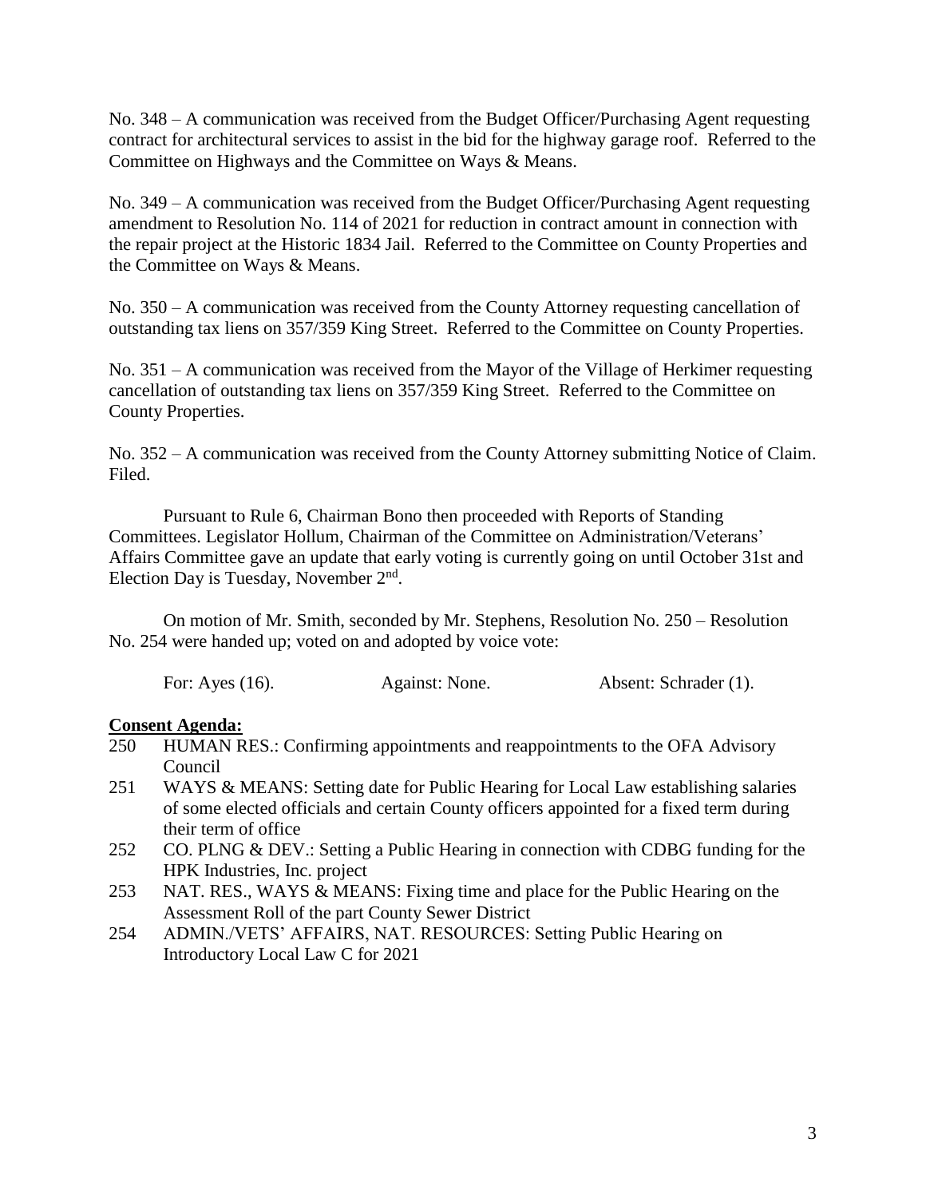No. 348 – A communication was received from the Budget Officer/Purchasing Agent requesting contract for architectural services to assist in the bid for the highway garage roof. Referred to the Committee on Highways and the Committee on Ways & Means.

No. 349 – A communication was received from the Budget Officer/Purchasing Agent requesting amendment to Resolution No. 114 of 2021 for reduction in contract amount in connection with the repair project at the Historic 1834 Jail. Referred to the Committee on County Properties and the Committee on Ways & Means.

No. 350 – A communication was received from the County Attorney requesting cancellation of outstanding tax liens on 357/359 King Street. Referred to the Committee on County Properties.

No. 351 – A communication was received from the Mayor of the Village of Herkimer requesting cancellation of outstanding tax liens on 357/359 King Street. Referred to the Committee on County Properties.

No. 352 – A communication was received from the County Attorney submitting Notice of Claim. Filed.

Pursuant to Rule 6, Chairman Bono then proceeded with Reports of Standing Committees. Legislator Hollum, Chairman of the Committee on Administration/Veterans' Affairs Committee gave an update that early voting is currently going on until October 31st and Election Day is Tuesday, November 2nd.

On motion of Mr. Smith, seconded by Mr. Stephens, Resolution No. 250 – Resolution No. 254 were handed up; voted on and adopted by voice vote:

For: Ayes (16). Against: None. Absent: Schrader (1).

**Consent Agenda:**

250 HUMAN RES.: Confirming appointments and reappointments to the OFA Advisory Council

251 WAYS & MEANS: Setting date for Public Hearing for Local Law establishing salaries of some elected officials and certain County officers appointed for a fixed term during their term of office

252 CO. PLNG & DEV.: Setting a Public Hearing in connection with CDBG funding for the HPK Industries, Inc. project

253 NAT. RES., WAYS & MEANS: Fixing time and place for the Public Hearing on the Assessment Roll of the part County Sewer District

254 ADMIN./VETS' AFFAIRS, NAT. RESOURCES: Setting Public Hearing on Introductory Local Law C for 2021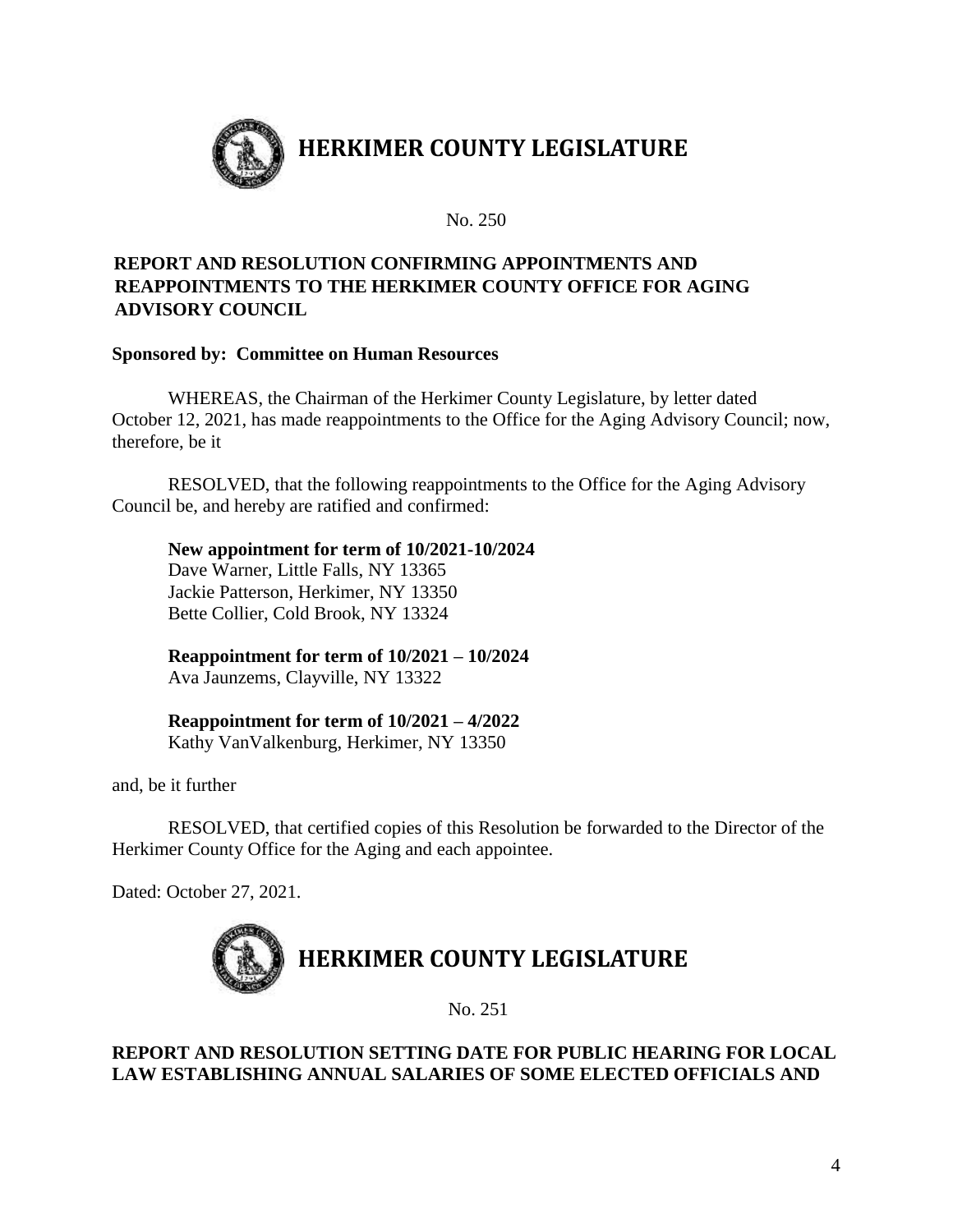# HERKIMER COUNTY LEGISLATURE

No. 250

**REPORT AND RESOLUTION CONFIRMING APPOINTMENTS AND REAPPOINTMENTS TO THE HERKIMER COUNTY OFFICE FOR AGING ADVISORY COUNCIL**

**Sponsored by: Committee on Human Resources**

WHEREAS, the Chairman of the Herkimer County Legislature, by letter dated October 12, 2021, has made reappointments to the Office for the Aging Advisory Council; now, therefore, be it

RESOLVED, that the following reappointments to the Office for the Aging Advisory Council be, and hereby are ratified and confirmed:

**New appointment for term of 10/2021-10/2024**
Dave Warner, Little Falls, NY 13365
Jackie Patterson, Herkimer, NY 13350
Bette Collier, Cold Brook, NY 13324

**Reappointment for term of 10/2021 – 10/2024**
Ava Jaunzems, Clayville, NY 13322

**Reappointment for term of 10/2021 – 4/2022**
Kathy VanValkenburg, Herkimer, NY 13350

and, be it further

RESOLVED, that certified copies of this Resolution be forwarded to the Director of the Herkimer County Office for the Aging and each appointee.

Dated: October 27, 2021.

# HERKIMER COUNTY LEGISLATURE

No. 251

**REPORT AND RESOLUTION SETTING DATE FOR PUBLIC HEARING FOR LOCAL LAW ESTABLISHING ANNUAL SALARIES OF SOME ELECTED OFFICIALS AND**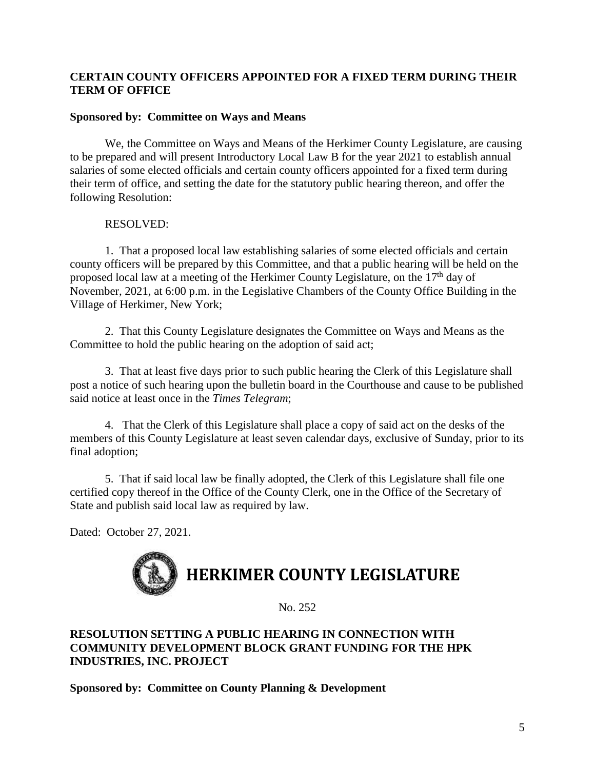**CERTAIN COUNTY OFFICERS APPOINTED FOR A FIXED TERM DURING THEIR TERM OF OFFICE**

**Sponsored by: Committee on Ways and Means**

We, the Committee on Ways and Means of the Herkimer County Legislature, are causing to be prepared and will present Introductory Local Law B for the year 2021 to establish annual salaries of some elected officials and certain county officers appointed for a fixed term during their term of office, and setting the date for the statutory public hearing thereon, and offer the following Resolution:

RESOLVED:

1. That a proposed local law establishing salaries of some elected officials and certain county officers will be prepared by this Committee, and that a public hearing will be held on the proposed local law at a meeting of the Herkimer County Legislature, on the 17th day of November, 2021, at 6:00 p.m. in the Legislative Chambers of the County Office Building in the Village of Herkimer, New York;

2. That this County Legislature designates the Committee on Ways and Means as the Committee to hold the public hearing on the adoption of said act;

3. That at least five days prior to such public hearing the Clerk of this Legislature shall post a notice of such hearing upon the bulletin board in the Courthouse and cause to be published said notice at least once in the *Times Telegram*;

4. That the Clerk of this Legislature shall place a copy of said act on the desks of the members of this County Legislature at least seven calendar days, exclusive of Sunday, prior to its final adoption;

5. That if said local law be finally adopted, the Clerk of this Legislature shall file one certified copy thereof in the Office of the County Clerk, one in the Office of the Secretary of State and publish said local law as required by law.

Dated: October 27, 2021.

# HERKIMER COUNTY LEGISLATURE

No. 252

**RESOLUTION SETTING A PUBLIC HEARING IN CONNECTION WITH COMMUNITY DEVELOPMENT BLOCK GRANT FUNDING FOR THE HPK INDUSTRIES, INC. PROJECT**

**Sponsored by: Committee on County Planning & Development**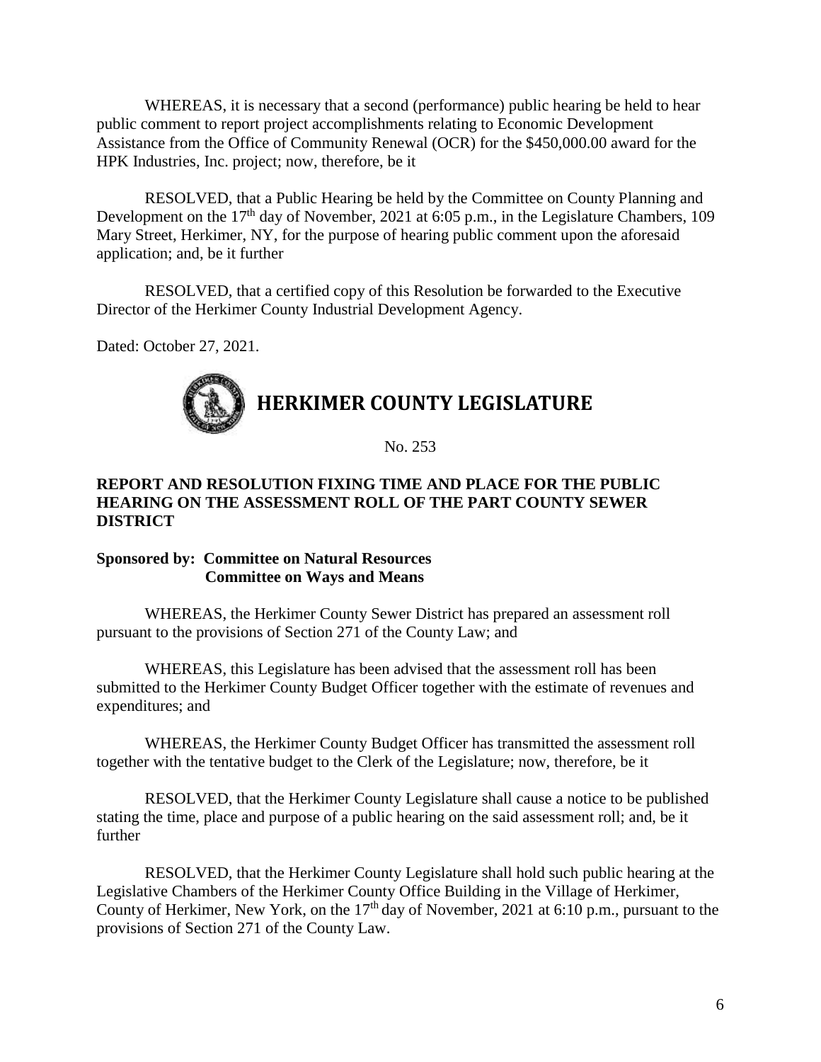WHEREAS, it is necessary that a second (performance) public hearing be held to hear public comment to report project accomplishments relating to Economic Development Assistance from the Office of Community Renewal (OCR) for the $450,000.00 award for the HPK Industries, Inc. project; now, therefore, be it

RESOLVED, that a Public Hearing be held by the Committee on County Planning and Development on the 17th day of November, 2021 at 6:05 p.m., in the Legislature Chambers, 109 Mary Street, Herkimer, NY, for the purpose of hearing public comment upon the aforesaid application; and, be it further

RESOLVED, that a certified copy of this Resolution be forwarded to the Executive Director of the Herkimer County Industrial Development Agency.

Dated: October 27, 2021.

# HERKIMER COUNTY LEGISLATURE

No. 253

**REPORT AND RESOLUTION FIXING TIME AND PLACE FOR THE PUBLIC HEARING ON THE ASSESSMENT ROLL OF THE PART COUNTY SEWER DISTRICT**

**Sponsored by: Committee on Natural Resources**
**Committee on Ways and Means**

WHEREAS, the Herkimer County Sewer District has prepared an assessment roll pursuant to the provisions of Section 271 of the County Law; and

WHEREAS, this Legislature has been advised that the assessment roll has been submitted to the Herkimer County Budget Officer together with the estimate of revenues and expenditures; and

WHEREAS, the Herkimer County Budget Officer has transmitted the assessment roll together with the tentative budget to the Clerk of the Legislature; now, therefore, be it

RESOLVED, that the Herkimer County Legislature shall cause a notice to be published stating the time, place and purpose of a public hearing on the said assessment roll; and, be it further

RESOLVED, that the Herkimer County Legislature shall hold such public hearing at the Legislative Chambers of the Herkimer County Office Building in the Village of Herkimer, County of Herkimer, New York, on the 17th day of November, 2021 at 6:10 p.m., pursuant to the provisions of Section 271 of the County Law.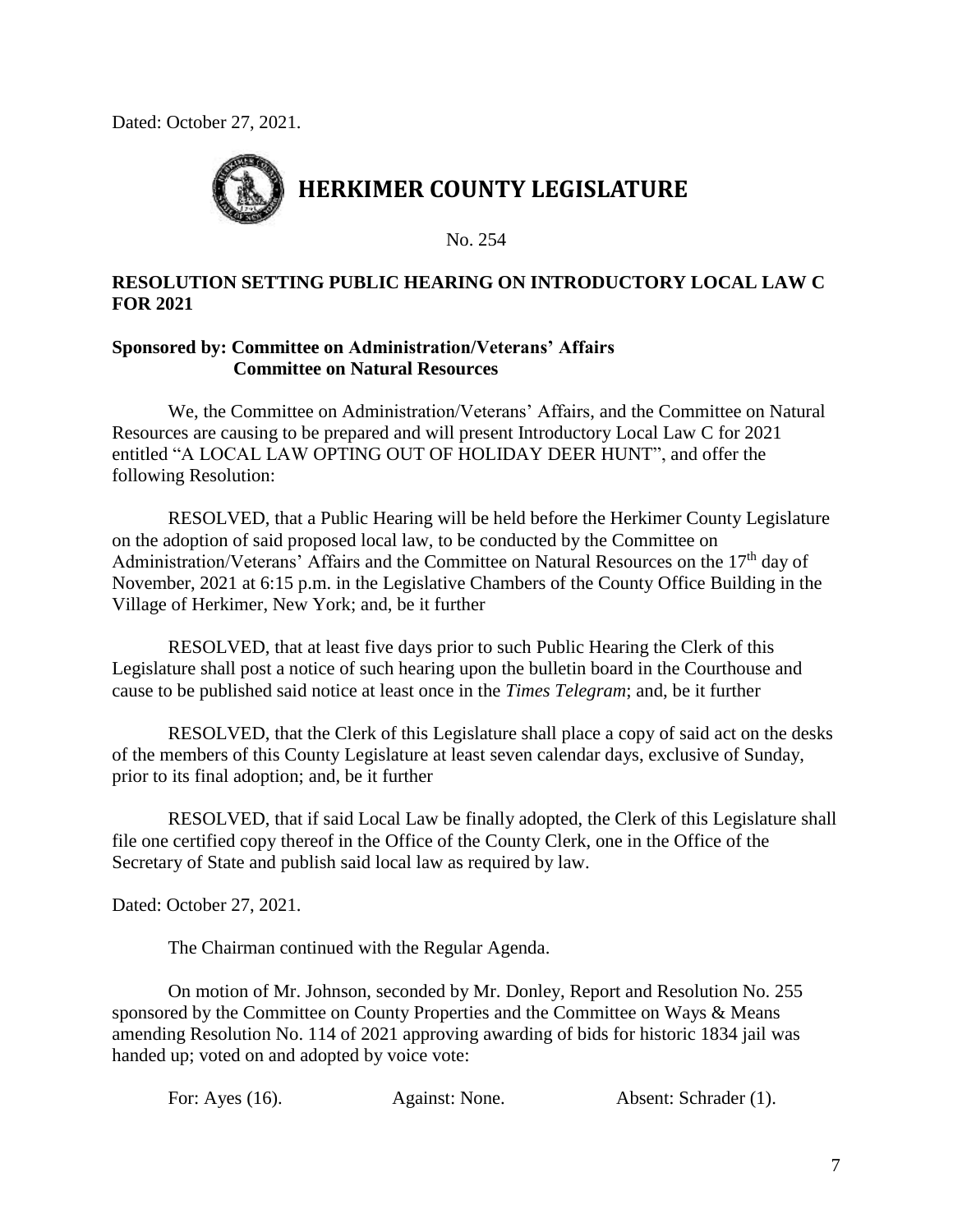Dated: October 27, 2021.

# HERKIMER COUNTY LEGISLATURE

No. 254

**RESOLUTION SETTING PUBLIC HEARING ON INTRODUCTORY LOCAL LAW C FOR 2021**

**Sponsored by: Committee on Administration/Veterans' Affairs**
**Committee on Natural Resources**

We, the Committee on Administration/Veterans' Affairs, and the Committee on Natural Resources are causing to be prepared and will present Introductory Local Law C for 2021 entitled "A LOCAL LAW OPTING OUT OF HOLIDAY DEER HUNT", and offer the following Resolution:

RESOLVED, that a Public Hearing will be held before the Herkimer County Legislature on the adoption of said proposed local law, to be conducted by the Committee on Administration/Veterans' Affairs and the Committee on Natural Resources on the 17th day of November, 2021 at 6:15 p.m. in the Legislative Chambers of the County Office Building in the Village of Herkimer, New York; and, be it further

RESOLVED, that at least five days prior to such Public Hearing the Clerk of this Legislature shall post a notice of such hearing upon the bulletin board in the Courthouse and cause to be published said notice at least once in the *Times Telegram*; and, be it further

RESOLVED, that the Clerk of this Legislature shall place a copy of said act on the desks of the members of this County Legislature at least seven calendar days, exclusive of Sunday, prior to its final adoption; and, be it further

RESOLVED, that if said Local Law be finally adopted, the Clerk of this Legislature shall file one certified copy thereof in the Office of the County Clerk, one in the Office of the Secretary of State and publish said local law as required by law.

Dated: October 27, 2021.

The Chairman continued with the Regular Agenda.

On motion of Mr. Johnson, seconded by Mr. Donley, Report and Resolution No. 255 sponsored by the Committee on County Properties and the Committee on Ways & Means amending Resolution No. 114 of 2021 approving awarding of bids for historic 1834 jail was handed up; voted on and adopted by voice vote:

For: Ayes (16). Against: None. Absent: Schrader (1).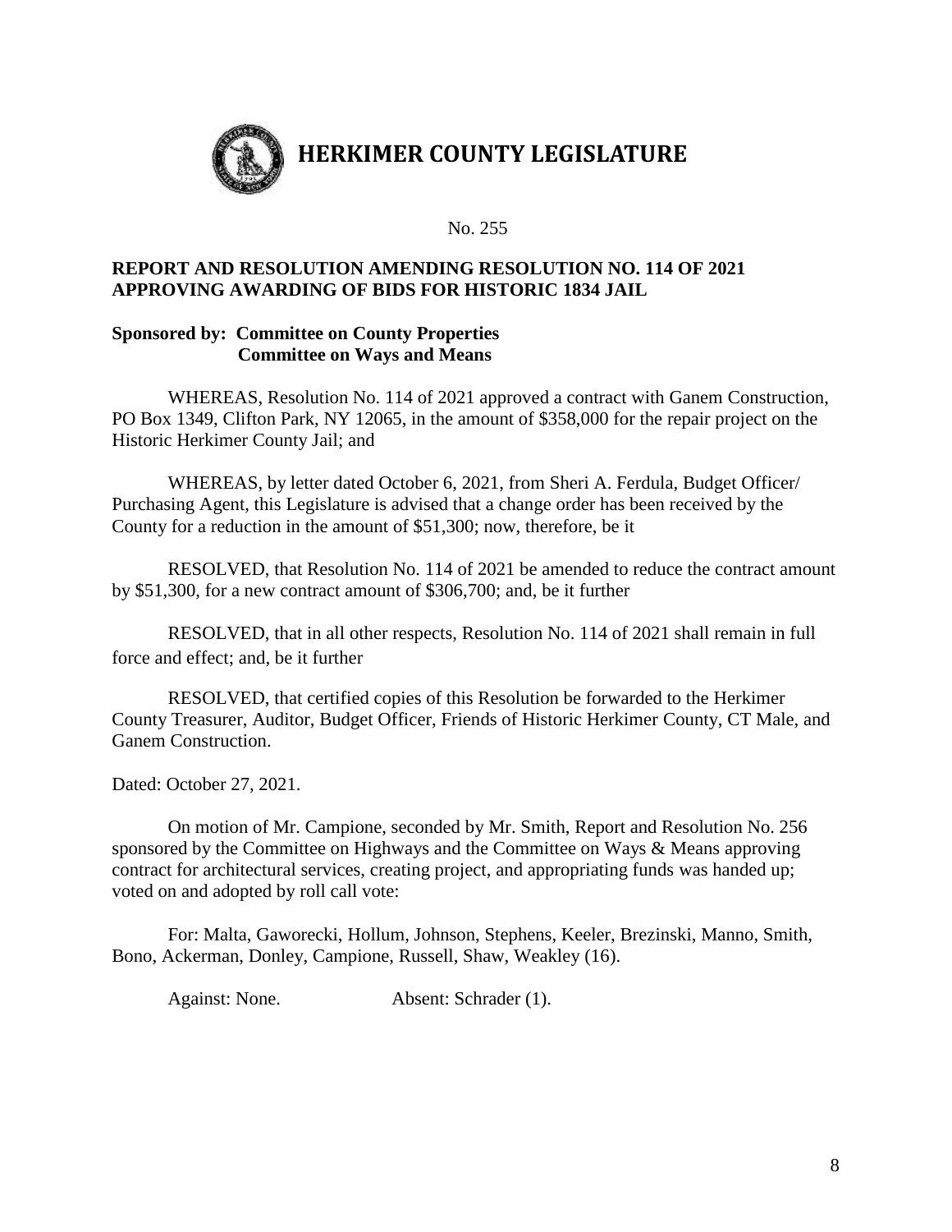# HERKIMER COUNTY LEGISLATURE

No. 255

**REPORT AND RESOLUTION AMENDING RESOLUTION NO. 114 OF 2021 APPROVING AWARDING OF BIDS FOR HISTORIC 1834 JAIL**

**Sponsored by: Committee on County Properties**
**Committee on Ways and Means**

WHEREAS, Resolution No. 114 of 2021 approved a contract with Ganem Construction, PO Box 1349, Clifton Park, NY 12065, in the amount of $358,000 for the repair project on the Historic Herkimer County Jail; and

WHEREAS, by letter dated October 6, 2021, from Sheri A. Ferdula, Budget Officer/ Purchasing Agent, this Legislature is advised that a change order has been received by the County for a reduction in the amount of $51,300; now, therefore, be it

RESOLVED, that Resolution No. 114 of 2021 be amended to reduce the contract amount by $51,300, for a new contract amount of $306,700; and, be it further

RESOLVED, that in all other respects, Resolution No. 114 of 2021 shall remain in full force and effect; and, be it further

RESOLVED, that certified copies of this Resolution be forwarded to the Herkimer County Treasurer, Auditor, Budget Officer, Friends of Historic Herkimer County, CT Male, and Ganem Construction.

Dated: October 27, 2021.

On motion of Mr. Campione, seconded by Mr. Smith, Report and Resolution No. 256 sponsored by the Committee on Highways and the Committee on Ways & Means approving contract for architectural services, creating project, and appropriating funds was handed up; voted on and adopted by roll call vote:

For: Malta, Gaworecki, Hollum, Johnson, Stephens, Keeler, Brezinski, Manno, Smith, Bono, Ackerman, Donley, Campione, Russell, Shaw, Weakley (16).

Against: None. Absent: Schrader (1).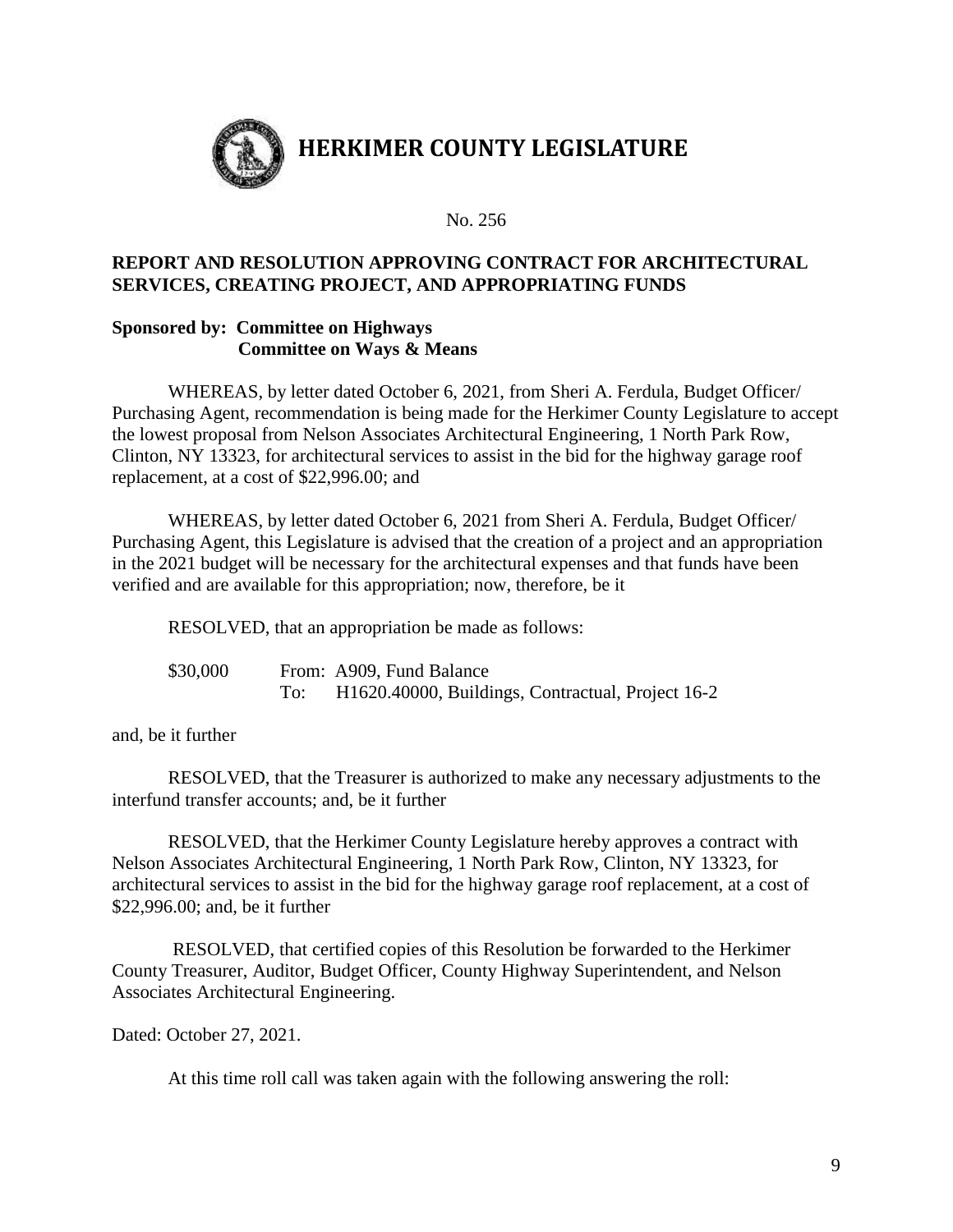# HERKIMER COUNTY LEGISLATURE

No. 256

**REPORT AND RESOLUTION APPROVING CONTRACT FOR ARCHITECTURAL SERVICES, CREATING PROJECT, AND APPROPRIATING FUNDS**

**Sponsored by: Committee on Highways**
**Committee on Ways & Means**

WHEREAS, by letter dated October 6, 2021, from Sheri A. Ferdula, Budget Officer/ Purchasing Agent, recommendation is being made for the Herkimer County Legislature to accept the lowest proposal from Nelson Associates Architectural Engineering, 1 North Park Row, Clinton, NY 13323, for architectural services to assist in the bid for the highway garage roof replacement, at a cost of $22,996.00; and

WHEREAS, by letter dated October 6, 2021 from Sheri A. Ferdula, Budget Officer/ Purchasing Agent, this Legislature is advised that the creation of a project and an appropriation in the 2021 budget will be necessary for the architectural expenses and that funds have been verified and are available for this appropriation; now, therefore, be it

RESOLVED, that an appropriation be made as follows:

| | | |
|---|---|---|
| $30,000 | From: | A909, Fund Balance |
| | To: | H1620.40000, Buildings, Contractual, Project 16-2 |

and, be it further

RESOLVED, that the Treasurer is authorized to make any necessary adjustments to the interfund transfer accounts; and, be it further

RESOLVED, that the Herkimer County Legislature hereby approves a contract with Nelson Associates Architectural Engineering, 1 North Park Row, Clinton, NY 13323, for architectural services to assist in the bid for the highway garage roof replacement, at a cost of $22,996.00; and, be it further

RESOLVED, that certified copies of this Resolution be forwarded to the Herkimer County Treasurer, Auditor, Budget Officer, County Highway Superintendent, and Nelson Associates Architectural Engineering.

Dated: October 27, 2021.

At this time roll call was taken again with the following answering the roll: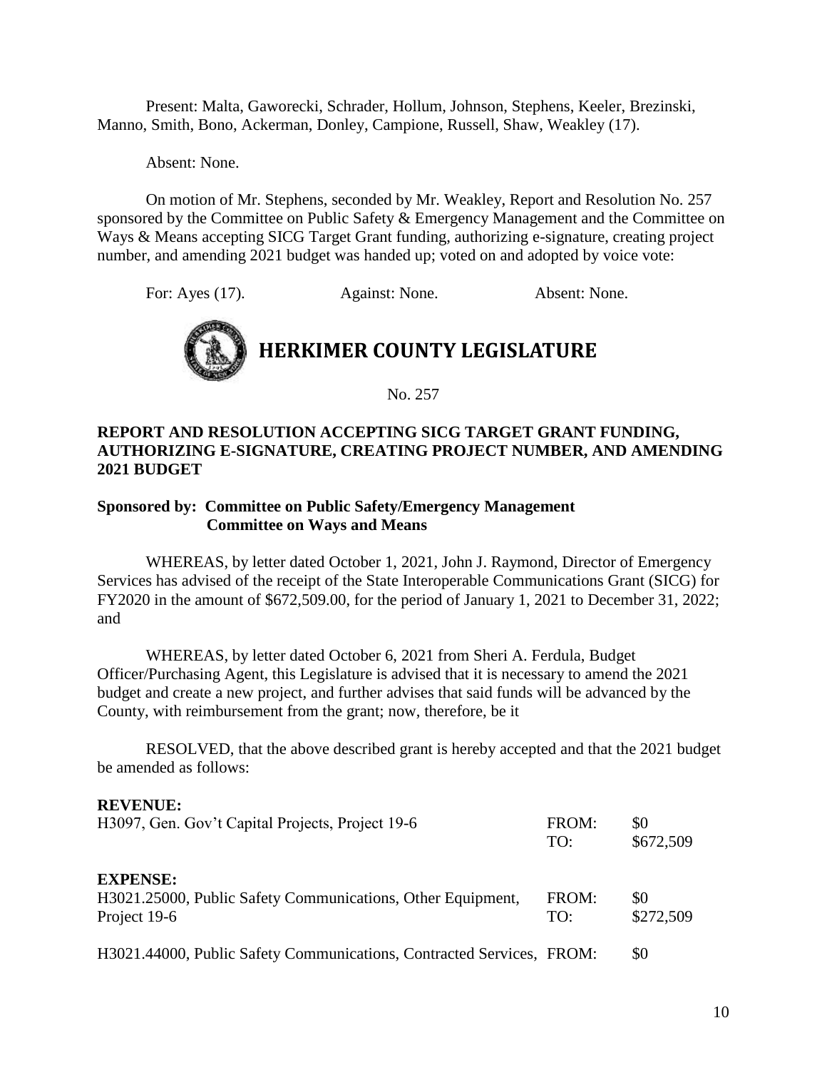Present: Malta, Gaworecki, Schrader, Hollum, Johnson, Stephens, Keeler, Brezinski, Manno, Smith, Bono, Ackerman, Donley, Campione, Russell, Shaw, Weakley (17).

Absent: None.

On motion of Mr. Stephens, seconded by Mr. Weakley, Report and Resolution No. 257 sponsored by the Committee on Public Safety & Emergency Management and the Committee on Ways & Means accepting SICG Target Grant funding, authorizing e-signature, creating project number, and amending 2021 budget was handed up; voted on and adopted by voice vote:

For: Ayes (17). Against: None. Absent: None.

# HERKIMER COUNTY LEGISLATURE

No. 257

**REPORT AND RESOLUTION ACCEPTING SICG TARGET GRANT FUNDING, AUTHORIZING E-SIGNATURE, CREATING PROJECT NUMBER, AND AMENDING 2021 BUDGET**

**Sponsored by: Committee on Public Safety/Emergency Management**
**Committee on Ways and Means**

WHEREAS, by letter dated October 1, 2021, John J. Raymond, Director of Emergency Services has advised of the receipt of the State Interoperable Communications Grant (SICG) for FY2020 in the amount of $672,509.00, for the period of January 1, 2021 to December 31, 2022; and

WHEREAS, by letter dated October 6, 2021 from Sheri A. Ferdula, Budget Officer/Purchasing Agent, this Legislature is advised that it is necessary to amend the 2021 budget and create a new project, and further advises that said funds will be advanced by the County, with reimbursement from the grant; now, therefore, be it

RESOLVED, that the above described grant is hereby accepted and that the 2021 budget be amended as follows:

**REVENUE:**

| | | |
|---|---|---|
| H3097, Gen. Gov't Capital Projects, Project 19-6 | FROM: | $0 |
| | TO: | $672,509 |

**EXPENSE:**

| | | |
|---|---|---|
| H3021.25000, Public Safety Communications, Other Equipment, | FROM: | $0 |
| Project 19-6 | TO: | $272,509 |
| H3021.44000, Public Safety Communications, Contracted Services, | FROM: | $0 |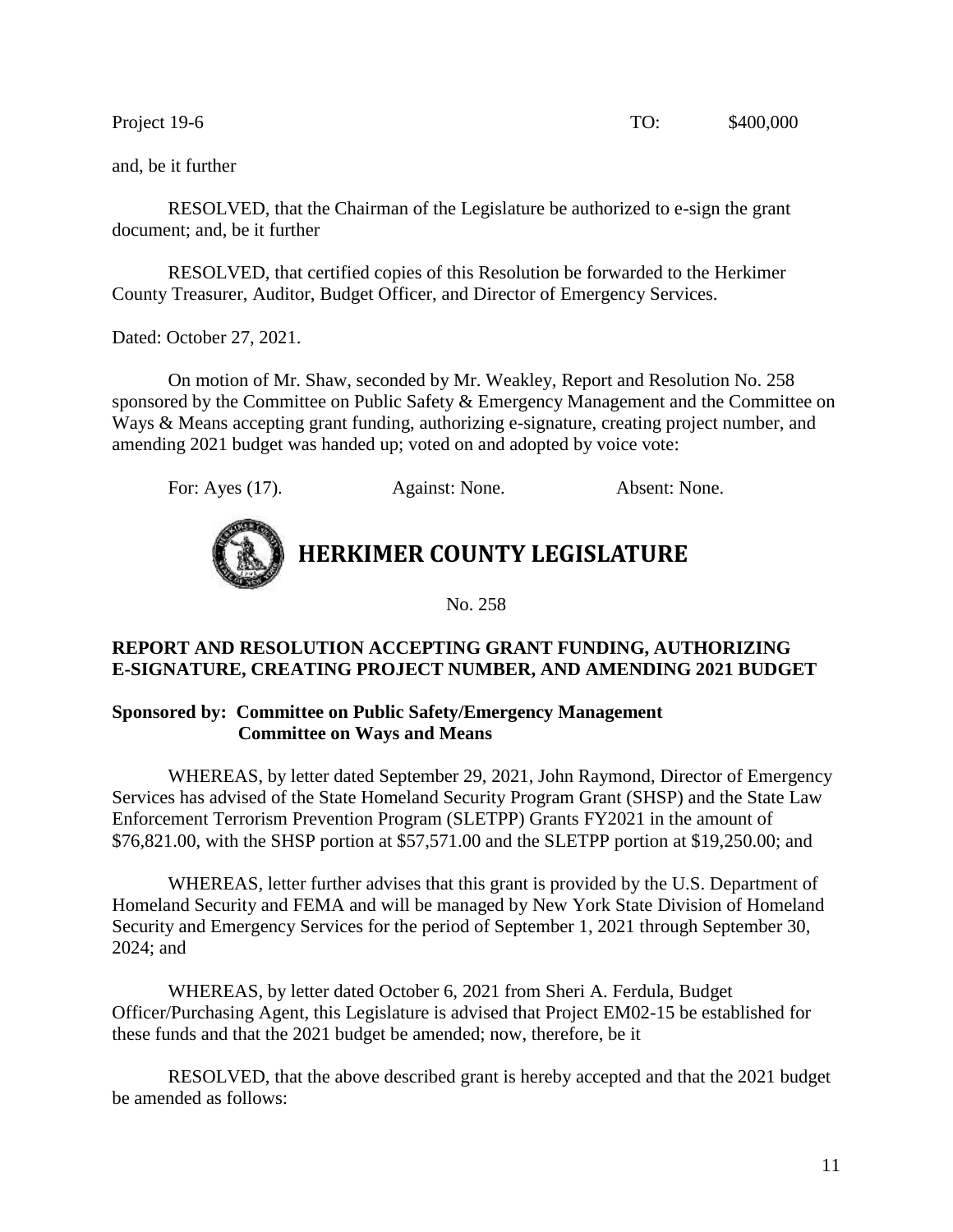Project 19-6 TO: $400,000

and, be it further

RESOLVED, that the Chairman of the Legislature be authorized to e-sign the grant document; and, be it further

RESOLVED, that certified copies of this Resolution be forwarded to the Herkimer County Treasurer, Auditor, Budget Officer, and Director of Emergency Services.

Dated: October 27, 2021.

On motion of Mr. Shaw, seconded by Mr. Weakley, Report and Resolution No. 258 sponsored by the Committee on Public Safety & Emergency Management and the Committee on Ways & Means accepting grant funding, authorizing e-signature, creating project number, and amending 2021 budget was handed up; voted on and adopted by voice vote:

For: Ayes (17). Against: None. Absent: None.

# HERKIMER COUNTY LEGISLATURE

No. 258

**REPORT AND RESOLUTION ACCEPTING GRANT FUNDING, AUTHORIZING E-SIGNATURE, CREATING PROJECT NUMBER, AND AMENDING 2021 BUDGET**

**Sponsored by: Committee on Public Safety/Emergency Management**
**Committee on Ways and Means**

WHEREAS, by letter dated September 29, 2021, John Raymond, Director of Emergency Services has advised of the State Homeland Security Program Grant (SHSP) and the State Law Enforcement Terrorism Prevention Program (SLETPP) Grants FY2021 in the amount of $76,821.00, with the SHSP portion at $57,571.00 and the SLETPP portion at $19,250.00; and

WHEREAS, letter further advises that this grant is provided by the U.S. Department of Homeland Security and FEMA and will be managed by New York State Division of Homeland Security and Emergency Services for the period of September 1, 2021 through September 30, 2024; and

WHEREAS, by letter dated October 6, 2021 from Sheri A. Ferdula, Budget Officer/Purchasing Agent, this Legislature is advised that Project EM02-15 be established for these funds and that the 2021 budget be amended; now, therefore, be it

RESOLVED, that the above described grant is hereby accepted and that the 2021 budget be amended as follows: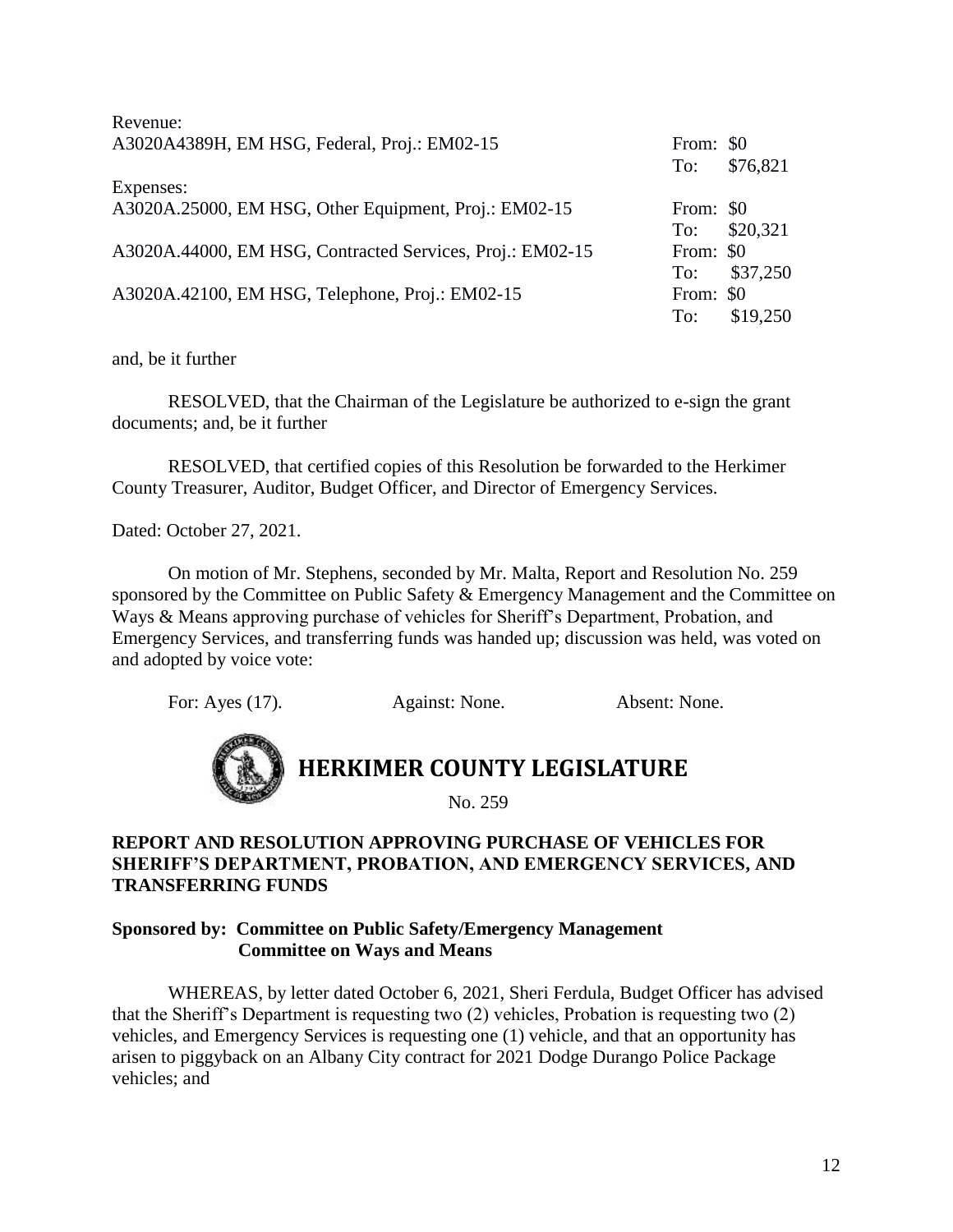Revenue:

| | |
|---|---|
| A3020A4389H, EM HSG, Federal, Proj.: EM02-15 | From: $0<br>To: $76,821 |

Expenses:

| | |
|---|---|
| A3020A.25000, EM HSG, Other Equipment, Proj.: EM02-15 | From: $0<br>To: $20,321 |
| A3020A.44000, EM HSG, Contracted Services, Proj.: EM02-15 | From: $0<br>To: $37,250 |
| A3020A.42100, EM HSG, Telephone, Proj.: EM02-15 | From: $0<br>To: $19,250 |

and, be it further

RESOLVED, that the Chairman of the Legislature be authorized to e-sign the grant documents; and, be it further

RESOLVED, that certified copies of this Resolution be forwarded to the Herkimer County Treasurer, Auditor, Budget Officer, and Director of Emergency Services.

Dated: October 27, 2021.

On motion of Mr. Stephens, seconded by Mr. Malta, Report and Resolution No. 259 sponsored by the Committee on Public Safety & Emergency Management and the Committee on Ways & Means approving purchase of vehicles for Sheriff's Department, Probation, and Emergency Services, and transferring funds was handed up; discussion was held, was voted on and adopted by voice vote:

For: Ayes (17). Against: None. Absent: None.

# HERKIMER COUNTY LEGISLATURE

No. 259

**REPORT AND RESOLUTION APPROVING PURCHASE OF VEHICLES FOR SHERIFF'S DEPARTMENT, PROBATION, AND EMERGENCY SERVICES, AND TRANSFERRING FUNDS**

**Sponsored by: Committee on Public Safety/Emergency Management**
**Committee on Ways and Means**

WHEREAS, by letter dated October 6, 2021, Sheri Ferdula, Budget Officer has advised that the Sheriff's Department is requesting two (2) vehicles, Probation is requesting two (2) vehicles, and Emergency Services is requesting one (1) vehicle, and that an opportunity has arisen to piggyback on an Albany City contract for 2021 Dodge Durango Police Package vehicles; and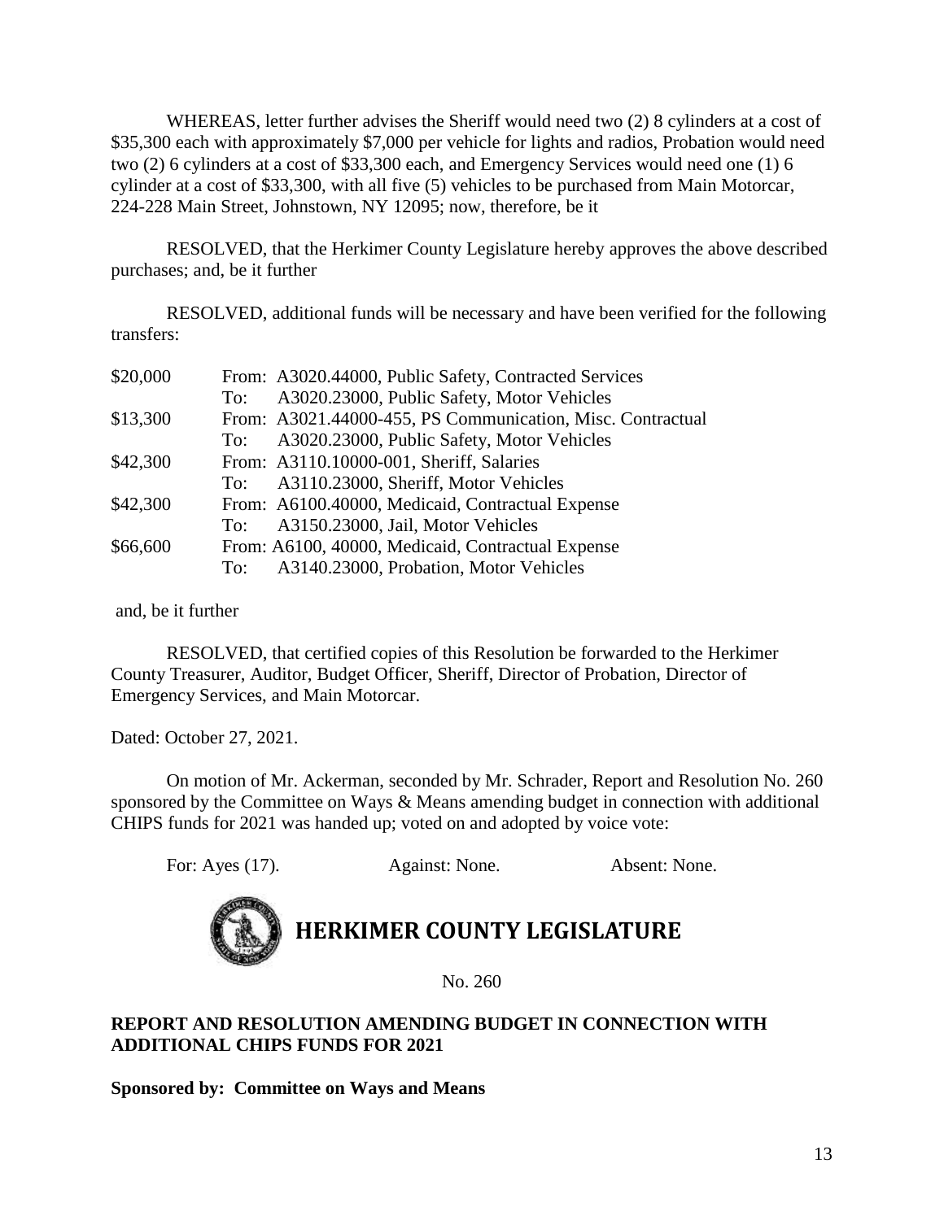WHEREAS, letter further advises the Sheriff would need two (2) 8 cylinders at a cost of $35,300 each with approximately $7,000 per vehicle for lights and radios, Probation would need two (2) 6 cylinders at a cost of $33,300 each, and Emergency Services would need one (1) 6 cylinder at a cost of $33,300, with all five (5) vehicles to be purchased from Main Motorcar, 224-228 Main Street, Johnstown, NY 12095; now, therefore, be it

RESOLVED, that the Herkimer County Legislature hereby approves the above described purchases; and, be it further

RESOLVED, additional funds will be necessary and have been verified for the following transfers:

| | | |
|---|---|---|
| $20,000 | From: | A3020.44000, Public Safety, Contracted Services |
| | To: | A3020.23000, Public Safety, Motor Vehicles |
| $13,300 | From: | A3021.44000-455, PS Communication, Misc. Contractual |
| | To: | A3020.23000, Public Safety, Motor Vehicles |
| $42,300 | From: | A3110.10000-001, Sheriff, Salaries |
| | To: | A3110.23000, Sheriff, Motor Vehicles |
| $42,300 | From: | A6100.40000, Medicaid, Contractual Expense |
| | To: | A3150.23000, Jail, Motor Vehicles |
| $66,600 | From: | A6100, 40000, Medicaid, Contractual Expense |
| | To: | A3140.23000, Probation, Motor Vehicles |

and, be it further

RESOLVED, that certified copies of this Resolution be forwarded to the Herkimer County Treasurer, Auditor, Budget Officer, Sheriff, Director of Probation, Director of Emergency Services, and Main Motorcar.

Dated: October 27, 2021.

On motion of Mr. Ackerman, seconded by Mr. Schrader, Report and Resolution No. 260 sponsored by the Committee on Ways & Means amending budget in connection with additional CHIPS funds for 2021 was handed up; voted on and adopted by voice vote:

For: Ayes (17). Against: None. Absent: None.

## HERKIMER COUNTY LEGISLATURE

No. 260

**REPORT AND RESOLUTION AMENDING BUDGET IN CONNECTION WITH ADDITIONAL CHIPS FUNDS FOR 2021**

**Sponsored by: Committee on Ways and Means**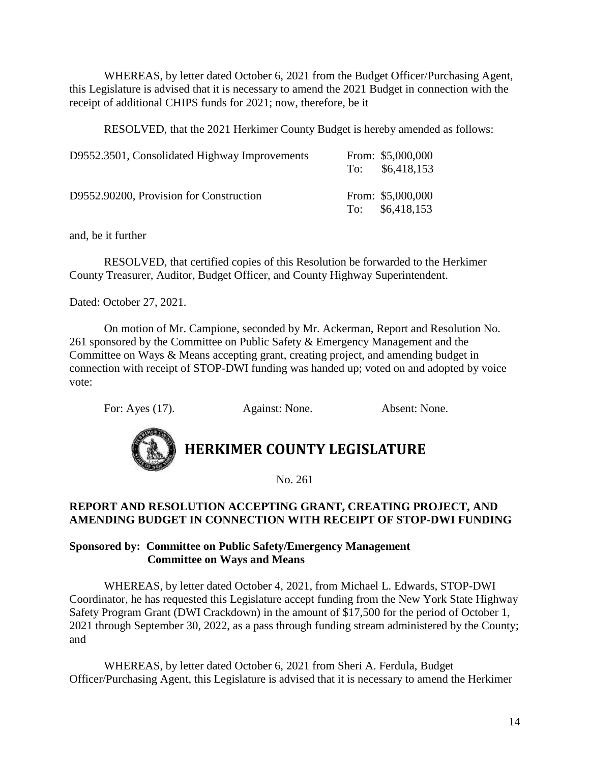WHEREAS, by letter dated October 6, 2021 from the Budget Officer/Purchasing Agent, this Legislature is advised that it is necessary to amend the 2021 Budget in connection with the receipt of additional CHIPS funds for 2021; now, therefore, be it

RESOLVED, that the 2021 Herkimer County Budget is hereby amended as follows:

| | |
|---|---|
| D9552.3501, Consolidated Highway Improvements | From: $5,000,000<br>To: $6,418,153 |
| D9552.90200, Provision for Construction | From: $5,000,000<br>To: $6,418,153 |

and, be it further

RESOLVED, that certified copies of this Resolution be forwarded to the Herkimer County Treasurer, Auditor, Budget Officer, and County Highway Superintendent.

Dated: October 27, 2021.

On motion of Mr. Campione, seconded by Mr. Ackerman, Report and Resolution No. 261 sponsored by the Committee on Public Safety & Emergency Management and the Committee on Ways & Means accepting grant, creating project, and amending budget in connection with receipt of STOP-DWI funding was handed up; voted on and adopted by voice vote:

For: Ayes (17). Against: None. Absent: None.

# HERKIMER COUNTY LEGISLATURE

No. 261

**REPORT AND RESOLUTION ACCEPTING GRANT, CREATING PROJECT, AND AMENDING BUDGET IN CONNECTION WITH RECEIPT OF STOP-DWI FUNDING**

**Sponsored by: Committee on Public Safety/Emergency Management**
**Committee on Ways and Means**

WHEREAS, by letter dated October 4, 2021, from Michael L. Edwards, STOP-DWI Coordinator, he has requested this Legislature accept funding from the New York State Highway Safety Program Grant (DWI Crackdown) in the amount of $17,500 for the period of October 1, 2021 through September 30, 2022, as a pass through funding stream administered by the County; and

WHEREAS, by letter dated October 6, 2021 from Sheri A. Ferdula, Budget Officer/Purchasing Agent, this Legislature is advised that it is necessary to amend the Herkimer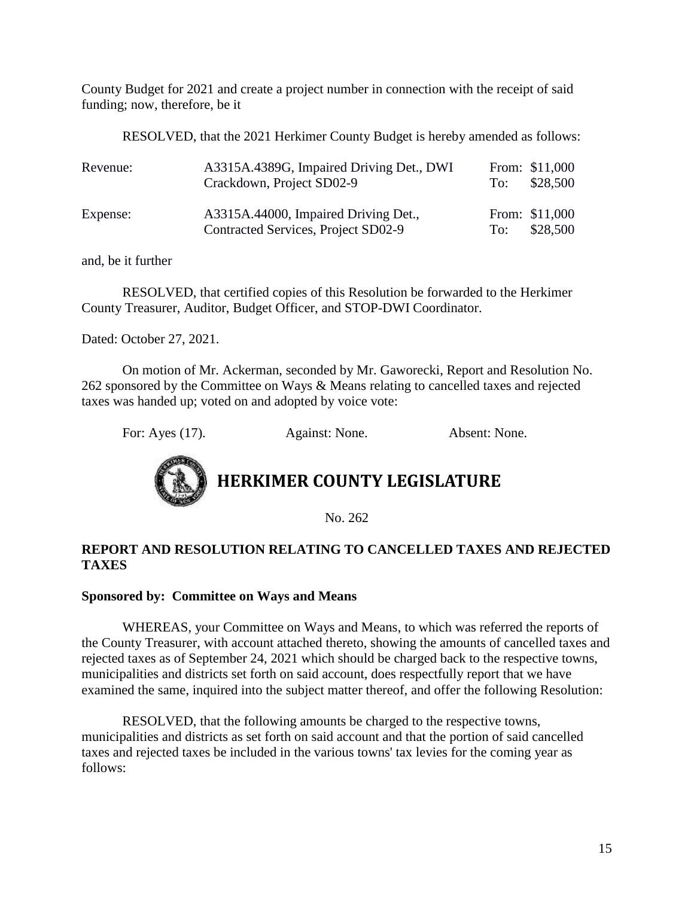County Budget for 2021 and create a project number in connection with the receipt of said funding; now, therefore, be it

RESOLVED, that the 2021 Herkimer County Budget is hereby amended as follows:

| | | | |
|---|---|---|---|
| Revenue: | A3315A.4389G, Impaired Driving Det., DWI Crackdown, Project SD02-9 | From: To: | $11,000 $28,500 |
| Expense: | A3315A.44000, Impaired Driving Det., Contracted Services, Project SD02-9 | From: To: | $11,000 $28,500 |

and, be it further

RESOLVED, that certified copies of this Resolution be forwarded to the Herkimer County Treasurer, Auditor, Budget Officer, and STOP-DWI Coordinator.

Dated: October 27, 2021.

On motion of Mr. Ackerman, seconded by Mr. Gaworecki, Report and Resolution No. 262 sponsored by the Committee on Ways & Means relating to cancelled taxes and rejected taxes was handed up; voted on and adopted by voice vote:

For: Ayes (17). Against: None. Absent: None.

# HERKIMER COUNTY LEGISLATURE

No. 262

**REPORT AND RESOLUTION RELATING TO CANCELLED TAXES AND REJECTED TAXES**

**Sponsored by: Committee on Ways and Means**

WHEREAS, your Committee on Ways and Means, to which was referred the reports of the County Treasurer, with account attached thereto, showing the amounts of cancelled taxes and rejected taxes as of September 24, 2021 which should be charged back to the respective towns, municipalities and districts set forth on said account, does respectfully report that we have examined the same, inquired into the subject matter thereof, and offer the following Resolution:

RESOLVED, that the following amounts be charged to the respective towns, municipalities and districts as set forth on said account and that the portion of said cancelled taxes and rejected taxes be included in the various towns' tax levies for the coming year as follows: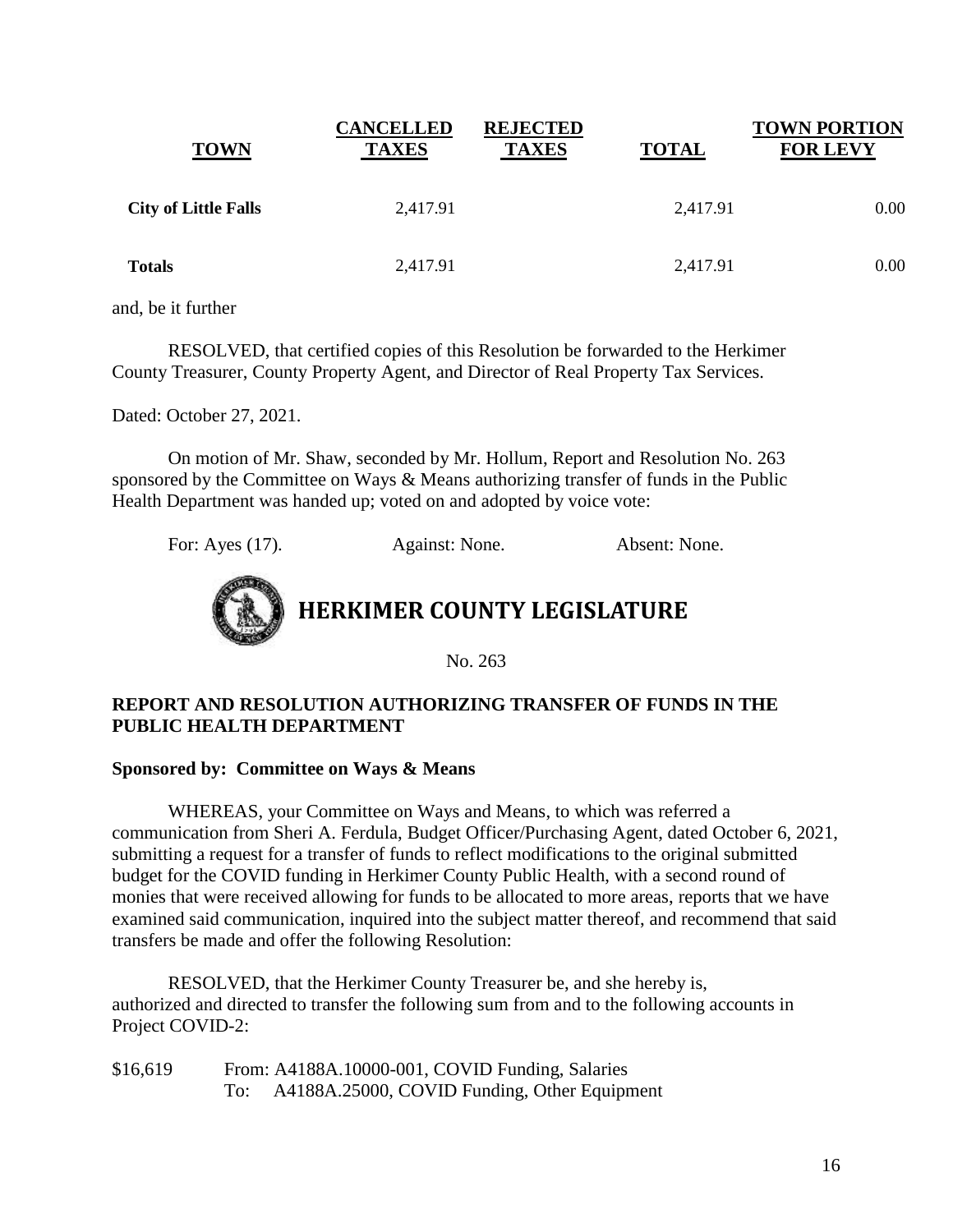| TOWN | CANCELLED TAXES | REJECTED TAXES | TOTAL | TOWN PORTION FOR LEVY |
| --- | --- | --- | --- | --- |
| **City of Little Falls** | 2,417.91 | | 2,417.91 | 0.00 |
| **Totals** | 2,417.91 | | 2,417.91 | 0.00 |

and, be it further

RESOLVED, that certified copies of this Resolution be forwarded to the Herkimer County Treasurer, County Property Agent, and Director of Real Property Tax Services.

Dated: October 27, 2021.

On motion of Mr. Shaw, seconded by Mr. Hollum, Report and Resolution No. 263 sponsored by the Committee on Ways & Means authorizing transfer of funds in the Public Health Department was handed up; voted on and adopted by voice vote:

For: Ayes (17). Against: None. Absent: None.

# HERKIMER COUNTY LEGISLATURE

No. 263

**REPORT AND RESOLUTION AUTHORIZING TRANSFER OF FUNDS IN THE PUBLIC HEALTH DEPARTMENT**

**Sponsored by: Committee on Ways & Means**

WHEREAS, your Committee on Ways and Means, to which was referred a communication from Sheri A. Ferdula, Budget Officer/Purchasing Agent, dated October 6, 2021, submitting a request for a transfer of funds to reflect modifications to the original submitted budget for the COVID funding in Herkimer County Public Health, with a second round of monies that were received allowing for funds to be allocated to more areas, reports that we have examined said communication, inquired into the subject matter thereof, and recommend that said transfers be made and offer the following Resolution:

RESOLVED, that the Herkimer County Treasurer be, and she hereby is, authorized and directed to transfer the following sum from and to the following accounts in Project COVID-2:

$16,619 From: A4188A.10000-001, COVID Funding, Salaries
To: A4188A.25000, COVID Funding, Other Equipment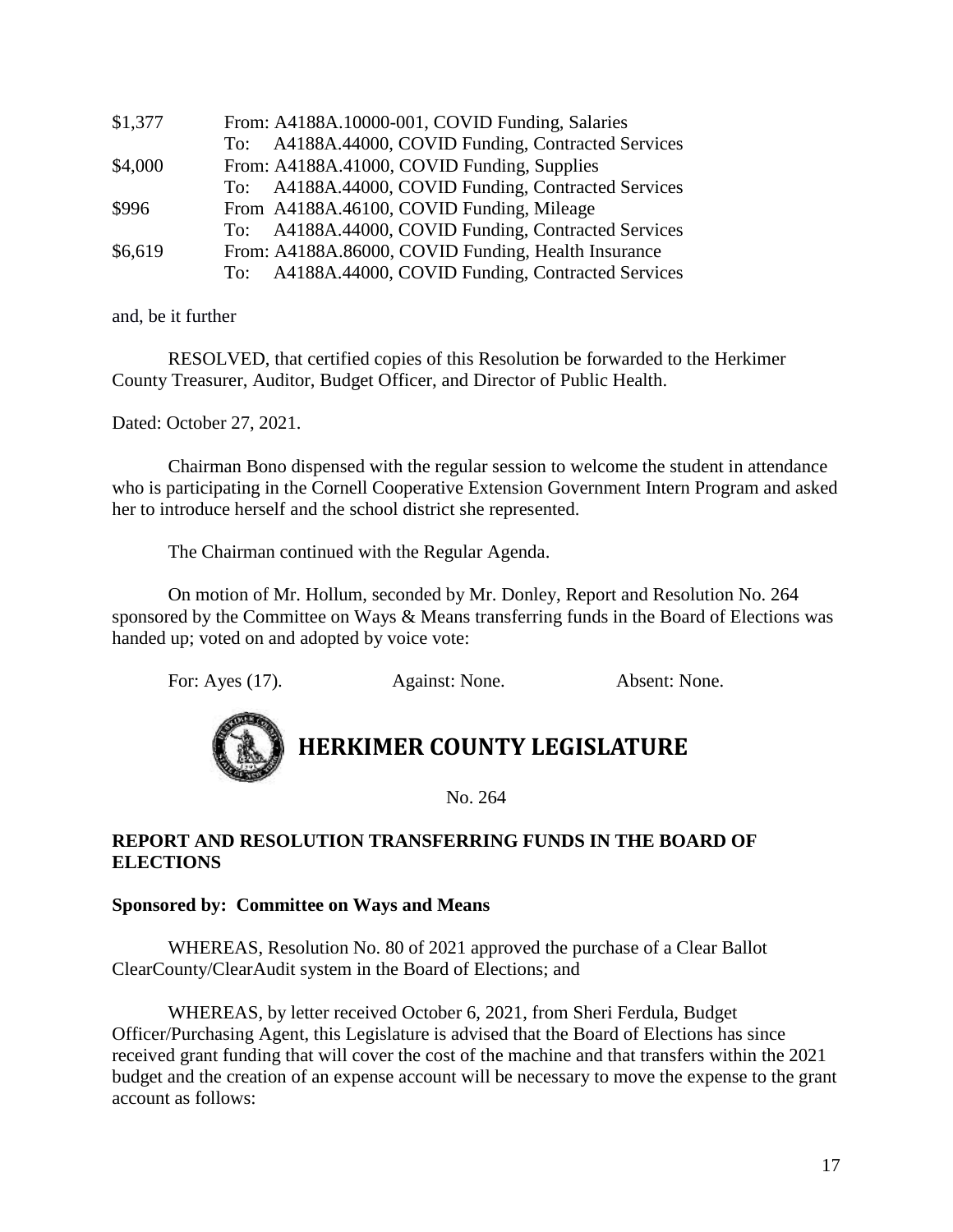| | |
|---|---|
| \$1,377 | From: A4188A.10000-001, COVID Funding, Salaries |
| | To: A4188A.44000, COVID Funding, Contracted Services |
| \$4,000 | From: A4188A.41000, COVID Funding, Supplies |
| | To: A4188A.44000, COVID Funding, Contracted Services |
| \$996 | From A4188A.46100, COVID Funding, Mileage |
| | To: A4188A.44000, COVID Funding, Contracted Services |
| \$6,619 | From: A4188A.86000, COVID Funding, Health Insurance |
| | To: A4188A.44000, COVID Funding, Contracted Services |

and, be it further

RESOLVED, that certified copies of this Resolution be forwarded to the Herkimer County Treasurer, Auditor, Budget Officer, and Director of Public Health.

Dated: October 27, 2021.

Chairman Bono dispensed with the regular session to welcome the student in attendance who is participating in the Cornell Cooperative Extension Government Intern Program and asked her to introduce herself and the school district she represented.

The Chairman continued with the Regular Agenda.

On motion of Mr. Hollum, seconded by Mr. Donley, Report and Resolution No. 264 sponsored by the Committee on Ways & Means transferring funds in the Board of Elections was handed up; voted on and adopted by voice vote:

For: Ayes (17). Against: None. Absent: None.

# HERKIMER COUNTY LEGISLATURE

No. 264

**REPORT AND RESOLUTION TRANSFERRING FUNDS IN THE BOARD OF ELECTIONS**

**Sponsored by: Committee on Ways and Means**

WHEREAS, Resolution No. 80 of 2021 approved the purchase of a Clear Ballot ClearCounty/ClearAudit system in the Board of Elections; and

WHEREAS, by letter received October 6, 2021, from Sheri Ferdula, Budget Officer/Purchasing Agent, this Legislature is advised that the Board of Elections has since received grant funding that will cover the cost of the machine and that transfers within the 2021 budget and the creation of an expense account will be necessary to move the expense to the grant account as follows: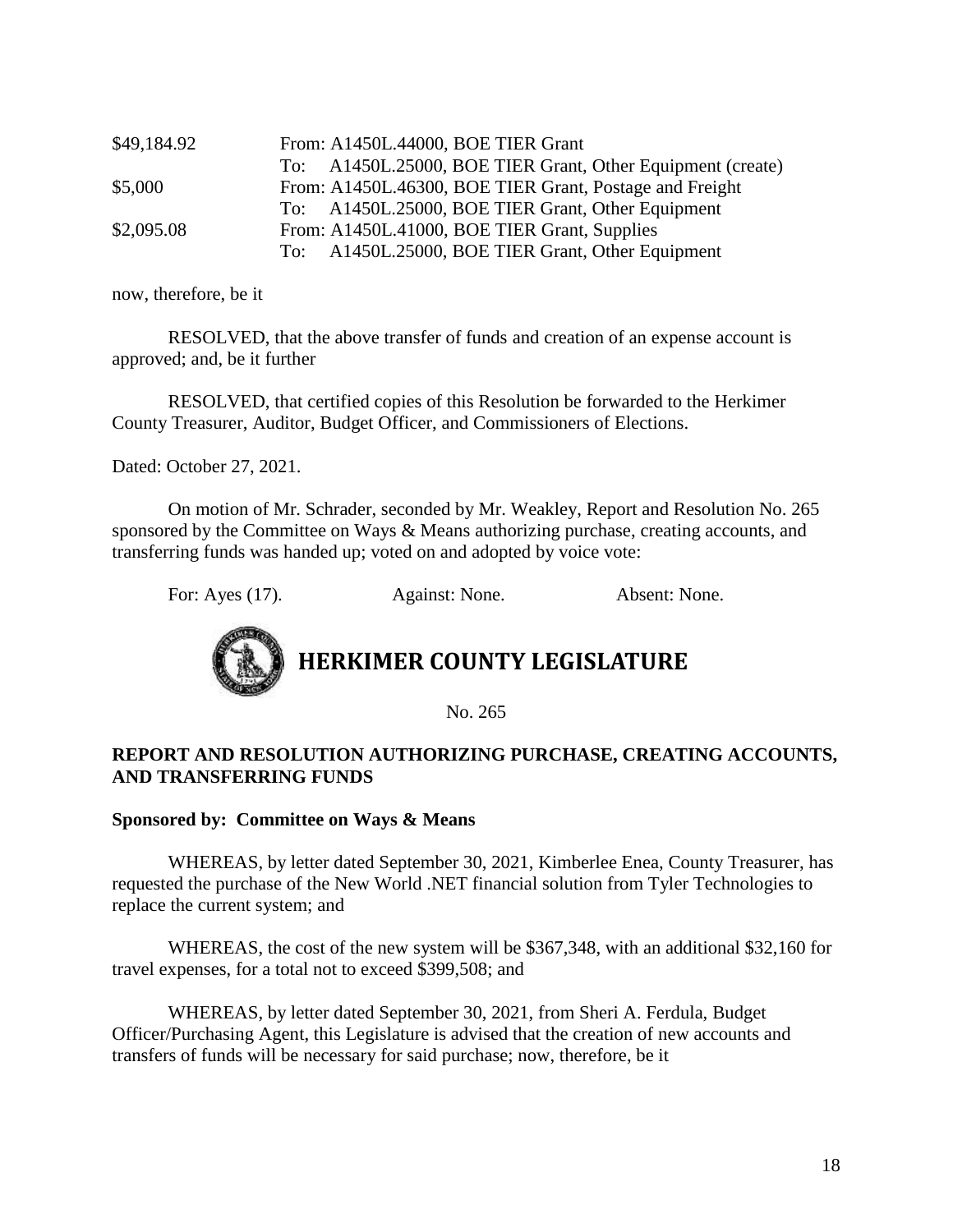| | |
|---|---|
| \$49,184.92 | From: A1450L.44000, BOE TIER Grant<br>To: A1450L.25000, BOE TIER Grant, Other Equipment (create) |
| \$5,000 | From: A1450L.46300, BOE TIER Grant, Postage and Freight<br>To: A1450L.25000, BOE TIER Grant, Other Equipment |
| \$2,095.08 | From: A1450L.41000, BOE TIER Grant, Supplies<br>To: A1450L.25000, BOE TIER Grant, Other Equipment |

now, therefore, be it

RESOLVED, that the above transfer of funds and creation of an expense account is approved; and, be it further

RESOLVED, that certified copies of this Resolution be forwarded to the Herkimer County Treasurer, Auditor, Budget Officer, and Commissioners of Elections.

Dated: October 27, 2021.

On motion of Mr. Schrader, seconded by Mr. Weakley, Report and Resolution No. 265 sponsored by the Committee on Ways & Means authorizing purchase, creating accounts, and transferring funds was handed up; voted on and adopted by voice vote:

For: Ayes (17). Against: None. Absent: None.

# HERKIMER COUNTY LEGISLATURE

No. 265

**REPORT AND RESOLUTION AUTHORIZING PURCHASE, CREATING ACCOUNTS, AND TRANSFERRING FUNDS**

**Sponsored by: Committee on Ways & Means**

WHEREAS, by letter dated September 30, 2021, Kimberlee Enea, County Treasurer, has requested the purchase of the New World .NET financial solution from Tyler Technologies to replace the current system; and

WHEREAS, the cost of the new system will be \$367,348, with an additional \$32,160 for travel expenses, for a total not to exceed \$399,508; and

WHEREAS, by letter dated September 30, 2021, from Sheri A. Ferdula, Budget Officer/Purchasing Agent, this Legislature is advised that the creation of new accounts and transfers of funds will be necessary for said purchase; now, therefore, be it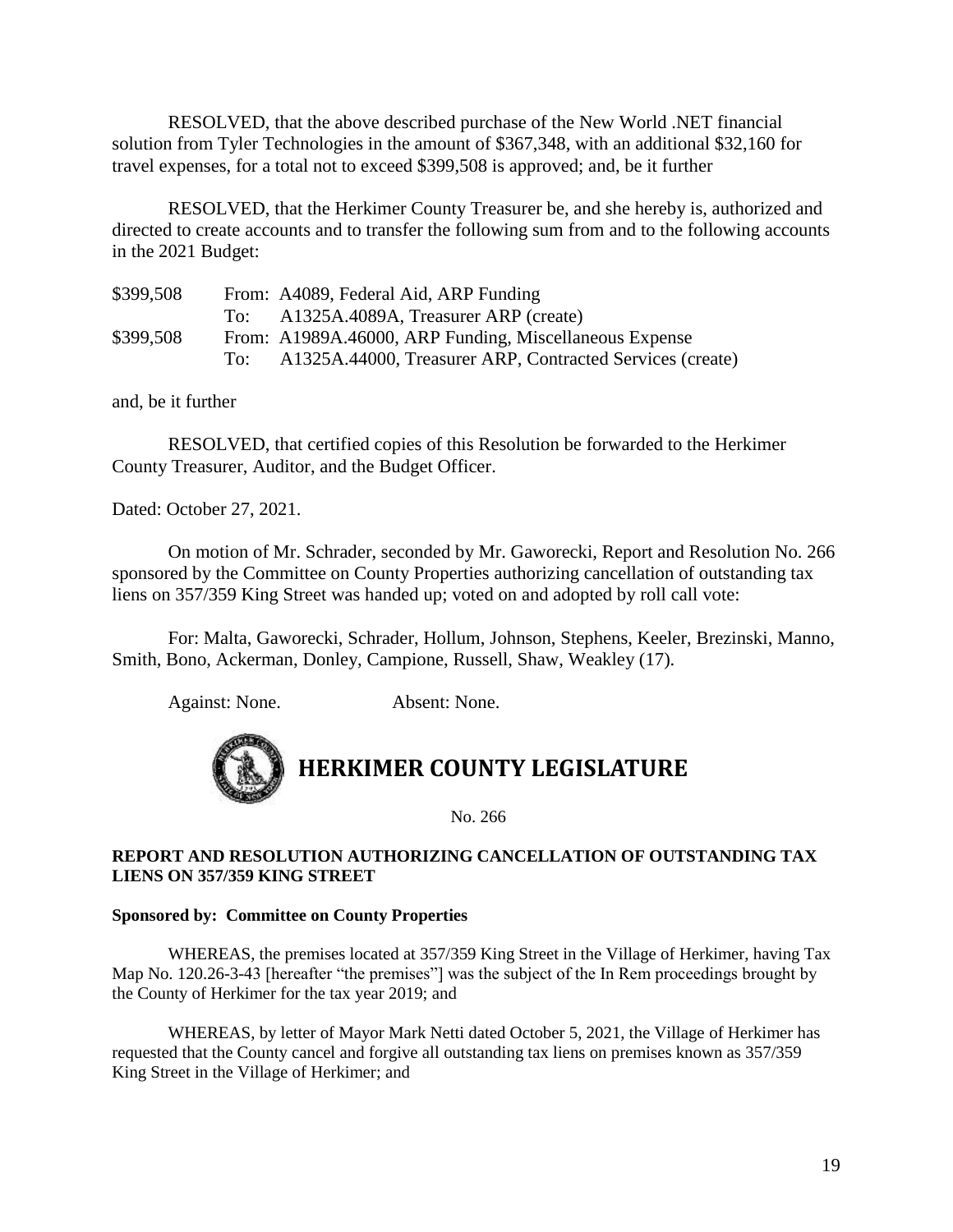RESOLVED, that the above described purchase of the New World .NET financial solution from Tyler Technologies in the amount of $367,348, with an additional $32,160 for travel expenses, for a total not to exceed $399,508 is approved; and, be it further

RESOLVED, that the Herkimer County Treasurer be, and she hereby is, authorized and directed to create accounts and to transfer the following sum from and to the following accounts in the 2021 Budget:

| | | |
|---|---|---|
| $399,508 | From: | A4089, Federal Aid, ARP Funding |
| | To: | A1325A.4089A, Treasurer ARP (create) |
| $399,508 | From: | A1989A.46000, ARP Funding, Miscellaneous Expense |
| | To: | A1325A.44000, Treasurer ARP, Contracted Services (create) |

and, be it further

RESOLVED, that certified copies of this Resolution be forwarded to the Herkimer County Treasurer, Auditor, and the Budget Officer.

Dated: October 27, 2021.

On motion of Mr. Schrader, seconded by Mr. Gaworecki, Report and Resolution No. 266 sponsored by the Committee on County Properties authorizing cancellation of outstanding tax liens on 357/359 King Street was handed up; voted on and adopted by roll call vote:

For: Malta, Gaworecki, Schrader, Hollum, Johnson, Stephens, Keeler, Brezinski, Manno, Smith, Bono, Ackerman, Donley, Campione, Russell, Shaw, Weakley (17).

Against: None. Absent: None.

# HERKIMER COUNTY LEGISLATURE

No. 266

**REPORT AND RESOLUTION AUTHORIZING CANCELLATION OF OUTSTANDING TAX LIENS ON 357/359 KING STREET**

**Sponsored by: Committee on County Properties**

WHEREAS, the premises located at 357/359 King Street in the Village of Herkimer, having Tax Map No. 120.26-3-43 [hereafter "the premises"] was the subject of the In Rem proceedings brought by the County of Herkimer for the tax year 2019; and

WHEREAS, by letter of Mayor Mark Netti dated October 5, 2021, the Village of Herkimer has requested that the County cancel and forgive all outstanding tax liens on premises known as 357/359 King Street in the Village of Herkimer; and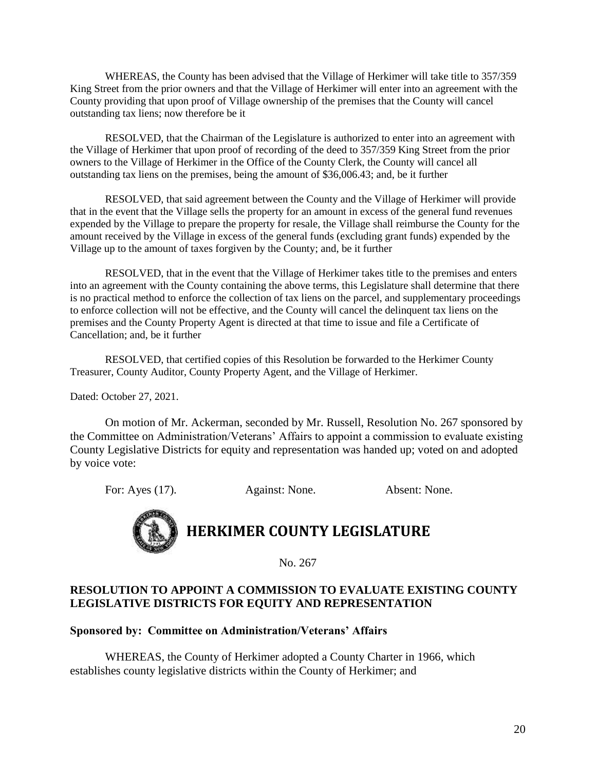WHEREAS, the County has been advised that the Village of Herkimer will take title to 357/359 King Street from the prior owners and that the Village of Herkimer will enter into an agreement with the County providing that upon proof of Village ownership of the premises that the County will cancel outstanding tax liens; now therefore be it

RESOLVED, that the Chairman of the Legislature is authorized to enter into an agreement with the Village of Herkimer that upon proof of recording of the deed to 357/359 King Street from the prior owners to the Village of Herkimer in the Office of the County Clerk, the County will cancel all outstanding tax liens on the premises, being the amount of $36,006.43; and, be it further

RESOLVED, that said agreement between the County and the Village of Herkimer will provide that in the event that the Village sells the property for an amount in excess of the general fund revenues expended by the Village to prepare the property for resale, the Village shall reimburse the County for the amount received by the Village in excess of the general funds (excluding grant funds) expended by the Village up to the amount of taxes forgiven by the County; and, be it further

RESOLVED, that in the event that the Village of Herkimer takes title to the premises and enters into an agreement with the County containing the above terms, this Legislature shall determine that there is no practical method to enforce the collection of tax liens on the parcel, and supplementary proceedings to enforce collection will not be effective, and the County will cancel the delinquent tax liens on the premises and the County Property Agent is directed at that time to issue and file a Certificate of Cancellation; and, be it further

RESOLVED, that certified copies of this Resolution be forwarded to the Herkimer County Treasurer, County Auditor, County Property Agent, and the Village of Herkimer.

Dated: October 27, 2021.

On motion of Mr. Ackerman, seconded by Mr. Russell, Resolution No. 267 sponsored by the Committee on Administration/Veterans' Affairs to appoint a commission to evaluate existing County Legislative Districts for equity and representation was handed up; voted on and adopted by voice vote:

For: Ayes (17). Against: None. Absent: None.

# HERKIMER COUNTY LEGISLATURE

No. 267

**RESOLUTION TO APPOINT A COMMISSION TO EVALUATE EXISTING COUNTY LEGISLATIVE DISTRICTS FOR EQUITY AND REPRESENTATION**

**Sponsored by: Committee on Administration/Veterans' Affairs**

WHEREAS, the County of Herkimer adopted a County Charter in 1966, which establishes county legislative districts within the County of Herkimer; and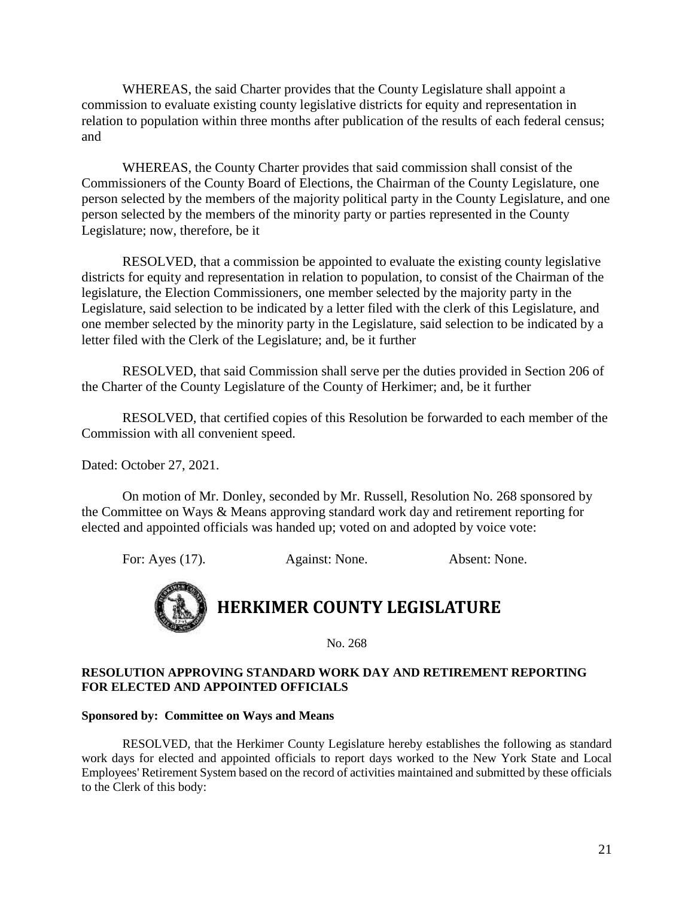WHEREAS, the said Charter provides that the County Legislature shall appoint a commission to evaluate existing county legislative districts for equity and representation in relation to population within three months after publication of the results of each federal census; and

WHEREAS, the County Charter provides that said commission shall consist of the Commissioners of the County Board of Elections, the Chairman of the County Legislature, one person selected by the members of the majority political party in the County Legislature, and one person selected by the members of the minority party or parties represented in the County Legislature; now, therefore, be it

RESOLVED, that a commission be appointed to evaluate the existing county legislative districts for equity and representation in relation to population, to consist of the Chairman of the legislature, the Election Commissioners, one member selected by the majority party in the Legislature, said selection to be indicated by a letter filed with the clerk of this Legislature, and one member selected by the minority party in the Legislature, said selection to be indicated by a letter filed with the Clerk of the Legislature; and, be it further

RESOLVED, that said Commission shall serve per the duties provided in Section 206 of the Charter of the County Legislature of the County of Herkimer; and, be it further

RESOLVED, that certified copies of this Resolution be forwarded to each member of the Commission with all convenient speed.

Dated: October 27, 2021.

On motion of Mr. Donley, seconded by Mr. Russell, Resolution No. 268 sponsored by the Committee on Ways & Means approving standard work day and retirement reporting for elected and appointed officials was handed up; voted on and adopted by voice vote:

For: Ayes (17). Against: None. Absent: None.

# HERKIMER COUNTY LEGISLATURE

No. 268

**RESOLUTION APPROVING STANDARD WORK DAY AND RETIREMENT REPORTING FOR ELECTED AND APPOINTED OFFICIALS**

**Sponsored by: Committee on Ways and Means**

RESOLVED, that the Herkimer County Legislature hereby establishes the following as standard work days for elected and appointed officials to report days worked to the New York State and Local Employees' Retirement System based on the record of activities maintained and submitted by these officials to the Clerk of this body: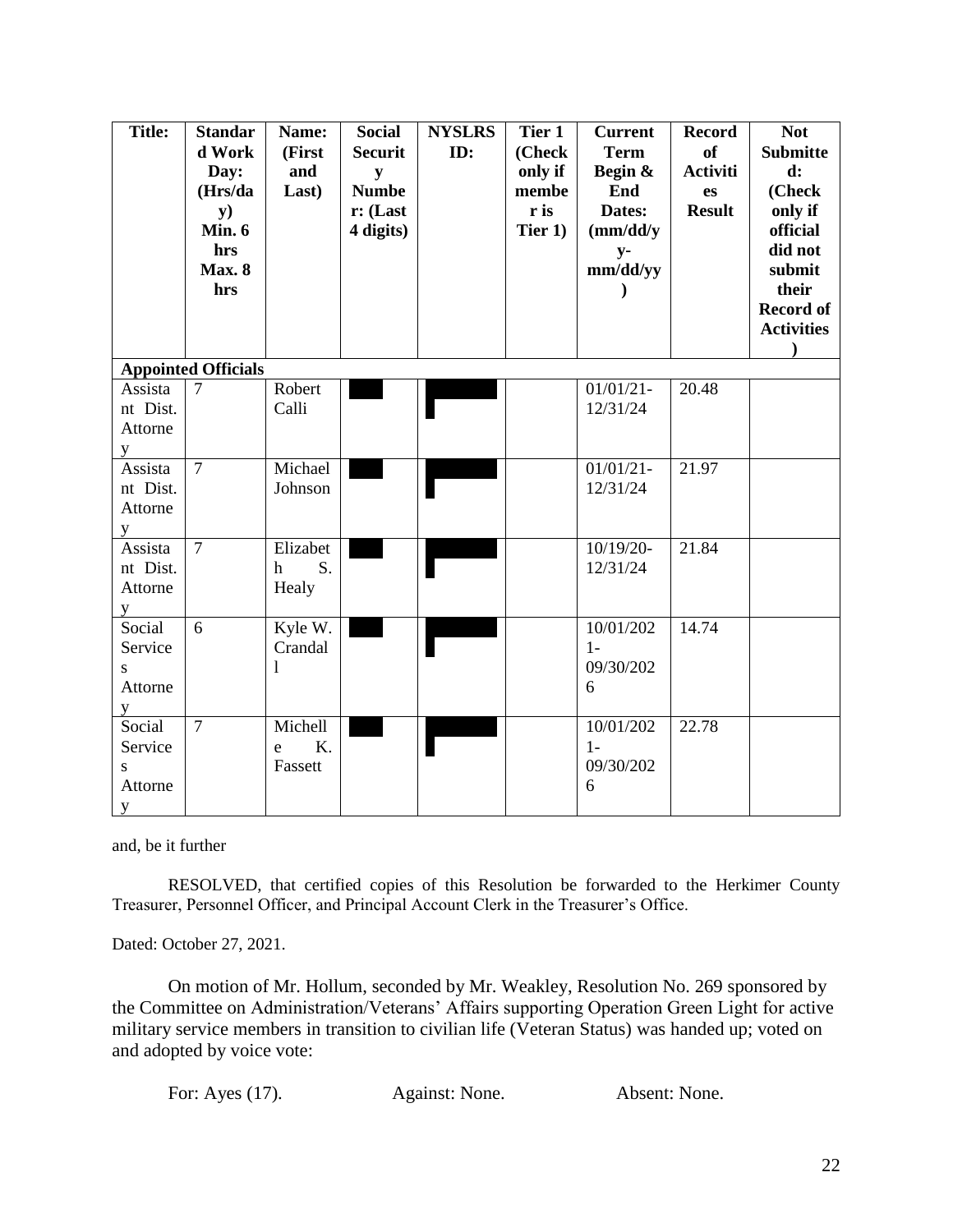| Title: | Standard Work Day: (Hrs/day) Min. 6 hrs Max. 8 hrs | Name: (First and Last) | Social Security Number: (Last 4 digits) | NYSLRS ID: | Tier 1 (Check only if member is Tier 1) | Current Term Begin & End Dates: (mm/dd/yy-mm/dd/yy) | Record of Activities Result | Not Submitted: (Check only if official did not submit their Record of Activities) |
|---|---|---|---|---|---|---|---|---|
| **Appointed Officials** | | | | | | | | |
| Assistant Dist. Attorney | 7 | Robert Calli | | | | 01/01/21-12/31/24 | 20.48 | |
| Assistant Dist. Attorney | 7 | Michael Johnson | | | | 01/01/21-12/31/24 | 21.97 | |
| Assistant Dist. Attorney | 7 | Elizabeth S. Healy | | | | 10/19/20-12/31/24 | 21.84 | |
| Social Services Attorney | 6 | Kyle W. Crandall | | | | 10/01/2021-09/30/2026 | 14.74 | |
| Social Services Attorney | 7 | Michelle K. Fassett | | | | 10/01/2021-09/30/2026 | 22.78 | |

and, be it further

RESOLVED, that certified copies of this Resolution be forwarded to the Herkimer County Treasurer, Personnel Officer, and Principal Account Clerk in the Treasurer's Office.

Dated: October 27, 2021.

On motion of Mr. Hollum, seconded by Mr. Weakley, Resolution No. 269 sponsored by the Committee on Administration/Veterans' Affairs supporting Operation Green Light for active military service members in transition to civilian life (Veteran Status) was handed up; voted on and adopted by voice vote:

For: Ayes (17). Against: None. Absent: None.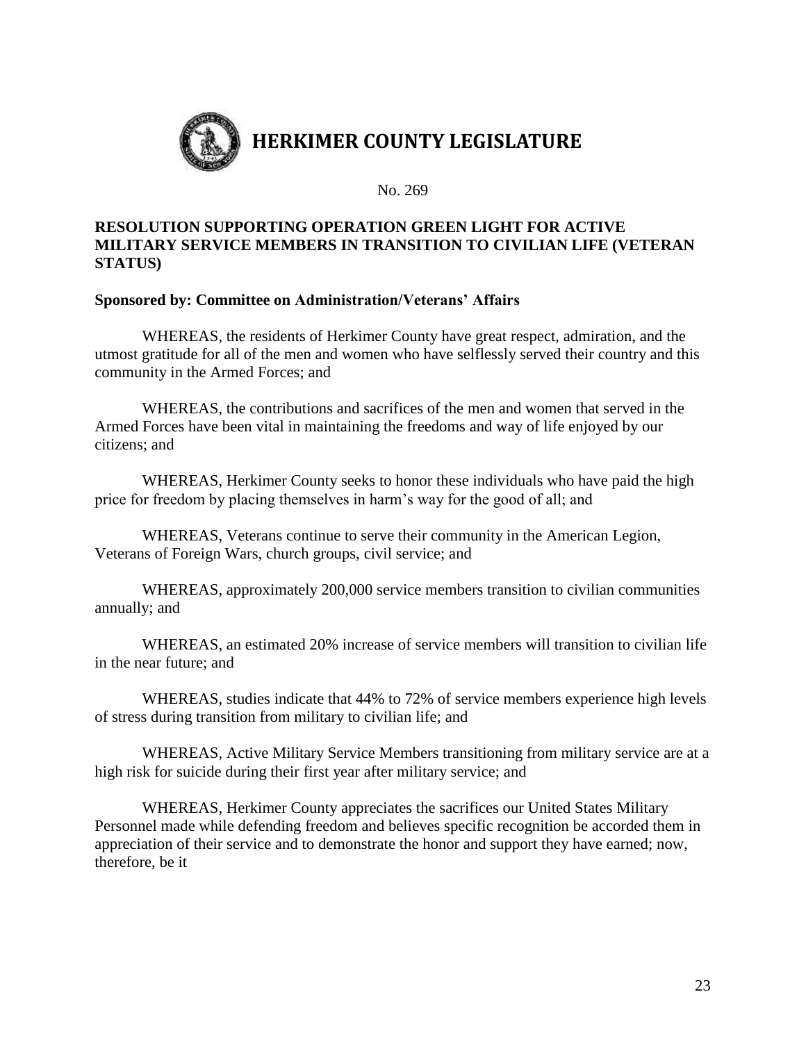# HERKIMER COUNTY LEGISLATURE

No. 269

**RESOLUTION SUPPORTING OPERATION GREEN LIGHT FOR ACTIVE MILITARY SERVICE MEMBERS IN TRANSITION TO CIVILIAN LIFE (VETERAN STATUS)**

**Sponsored by: Committee on Administration/Veterans' Affairs**

WHEREAS, the residents of Herkimer County have great respect, admiration, and the utmost gratitude for all of the men and women who have selflessly served their country and this community in the Armed Forces; and

WHEREAS, the contributions and sacrifices of the men and women that served in the Armed Forces have been vital in maintaining the freedoms and way of life enjoyed by our citizens; and

WHEREAS, Herkimer County seeks to honor these individuals who have paid the high price for freedom by placing themselves in harm's way for the good of all; and

WHEREAS, Veterans continue to serve their community in the American Legion, Veterans of Foreign Wars, church groups, civil service; and

WHEREAS, approximately 200,000 service members transition to civilian communities annually; and

WHEREAS, an estimated 20% increase of service members will transition to civilian life in the near future; and

WHEREAS, studies indicate that 44% to 72% of service members experience high levels of stress during transition from military to civilian life; and

WHEREAS, Active Military Service Members transitioning from military service are at a high risk for suicide during their first year after military service; and

WHEREAS, Herkimer County appreciates the sacrifices our United States Military Personnel made while defending freedom and believes specific recognition be accorded them in appreciation of their service and to demonstrate the honor and support they have earned; now, therefore, be it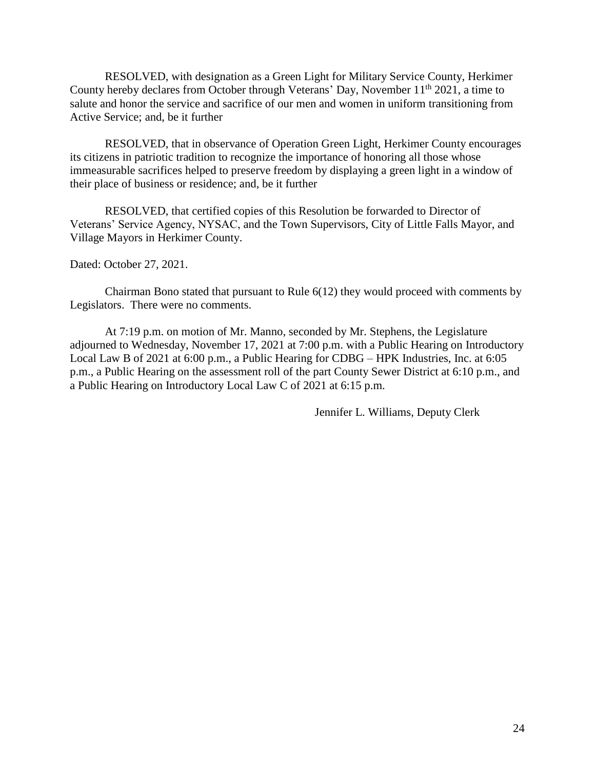RESOLVED, with designation as a Green Light for Military Service County, Herkimer County hereby declares from October through Veterans' Day, November 11th 2021, a time to salute and honor the service and sacrifice of our men and women in uniform transitioning from Active Service; and, be it further

RESOLVED, that in observance of Operation Green Light, Herkimer County encourages its citizens in patriotic tradition to recognize the importance of honoring all those whose immeasurable sacrifices helped to preserve freedom by displaying a green light in a window of their place of business or residence; and, be it further

RESOLVED, that certified copies of this Resolution be forwarded to Director of Veterans' Service Agency, NYSAC, and the Town Supervisors, City of Little Falls Mayor, and Village Mayors in Herkimer County.

Dated: October 27, 2021.

Chairman Bono stated that pursuant to Rule 6(12) they would proceed with comments by Legislators. There were no comments.

At 7:19 p.m. on motion of Mr. Manno, seconded by Mr. Stephens, the Legislature adjourned to Wednesday, November 17, 2021 at 7:00 p.m. with a Public Hearing on Introductory Local Law B of 2021 at 6:00 p.m., a Public Hearing for CDBG – HPK Industries, Inc. at 6:05 p.m., a Public Hearing on the assessment roll of the part County Sewer District at 6:10 p.m., and a Public Hearing on Introductory Local Law C of 2021 at 6:15 p.m.

Jennifer L. Williams, Deputy Clerk